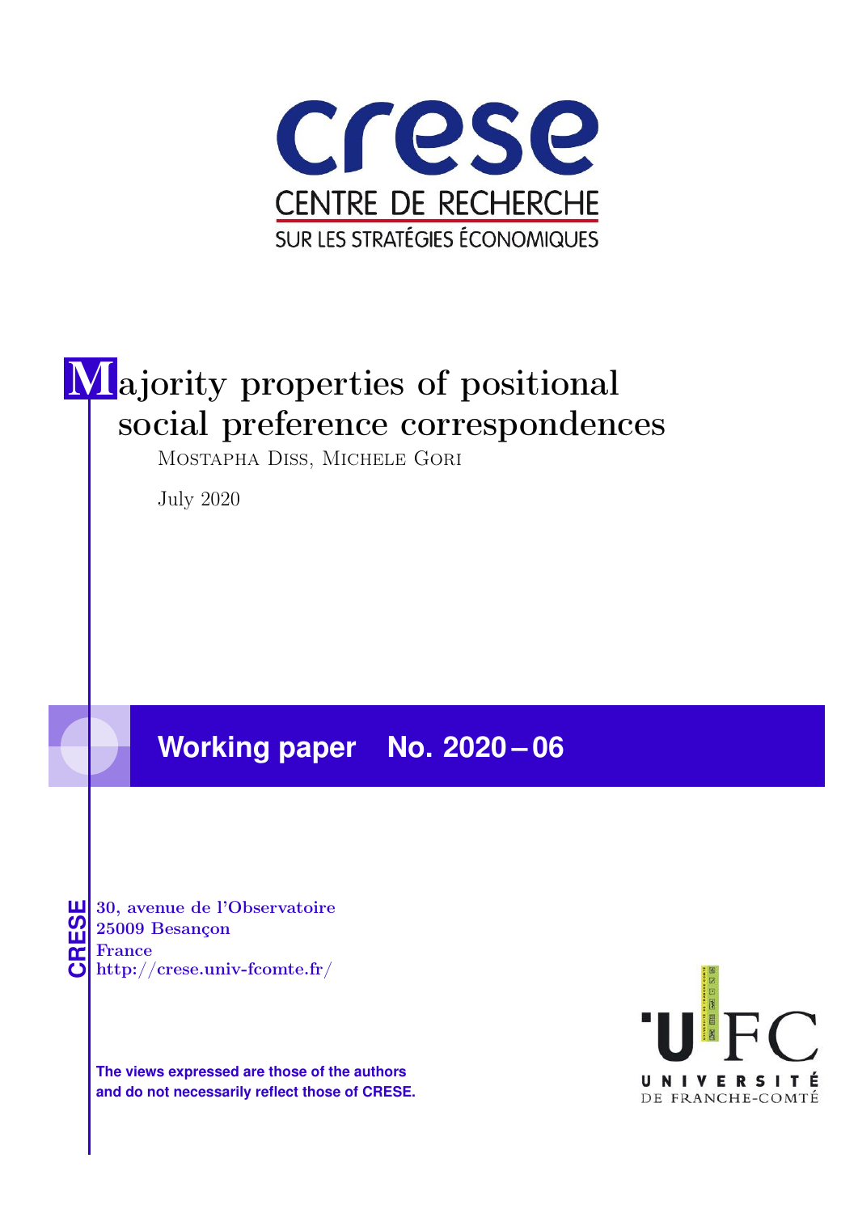crese

CENTRE DE RECHERCHE

SUR LES STRATÉGIES ÉCONOMIQUES

# Majority properties of positional social preference correspondences

Mostapha Diss, Michele Gori

July 2020

**Working paper No. 2020 – 06**

CRESE

30, avenue de l'Observatoire
25009 Besançon
France
http://crese.univ-fcomte.fr/

**The views expressed are those of the authors and do not necessarily reflect those of CRESE.**

UFC UNIVERSITÉ DE FRANCHE-COMTÉ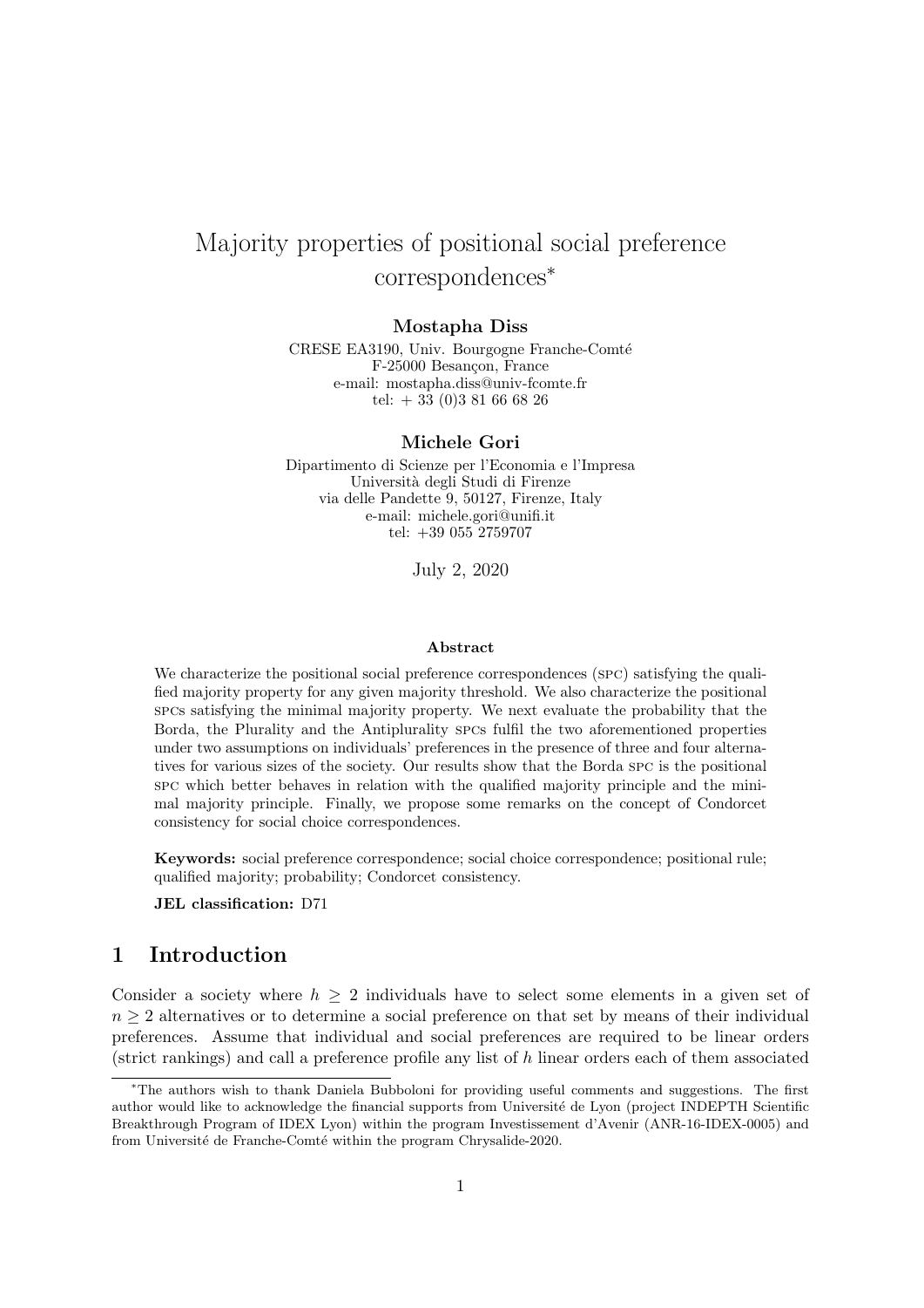# Majority properties of positional social preference correspondences*

**Mostapha Diss**

CRESE EA3190, Univ. Bourgogne Franche-Comté
F-25000 Besançon, France
e-mail: mostapha.diss@univ-fcomte.fr
tel: + 33 (0)3 81 66 68 26

**Michele Gori**

Dipartimento di Scienze per l'Economia e l'Impresa
Università degli Studi di Firenze
via delle Pandette 9, 50127, Firenze, Italy
e-mail: michele.gori@unifi.it
tel: +39 055 2759707

July 2, 2020

**Abstract**

We characterize the positional social preference correspondences (SPC) satisfying the qualified majority property for any given majority threshold. We also characterize the positional SPCs satisfying the minimal majority property. We next evaluate the probability that the Borda, the Plurality and the Antiplurality SPCs fulfil the two aforementioned properties under two assumptions on individuals' preferences in the presence of three and four alternatives for various sizes of the society. Our results show that the Borda SPC is the positional SPC which better behaves in relation with the qualified majority principle and the minimal majority principle. Finally, we propose some remarks on the concept of Condorcet consistency for social choice correspondences.

**Keywords:** social preference correspondence; social choice correspondence; positional rule; qualified majority; probability; Condorcet consistency.

**JEL classification:** D71

## 1 Introduction

Consider a society where $h \geq 2$ individuals have to select some elements in a given set of $n \geq 2$ alternatives or to determine a social preference on that set by means of their individual preferences. Assume that individual and social preferences are required to be linear orders (strict rankings) and call a preference profile any list of $h$ linear orders each of them associated

---

*The authors wish to thank Daniela Bubboloni for providing useful comments and suggestions. The first author would like to acknowledge the financial supports from Université de Lyon (project INDEPTH Scientific Breakthrough Program of IDEX Lyon) within the program Investissement d'Avenir (ANR-16-IDEX-0005) and from Université de Franche-Comté within the program Chrysalide-2020.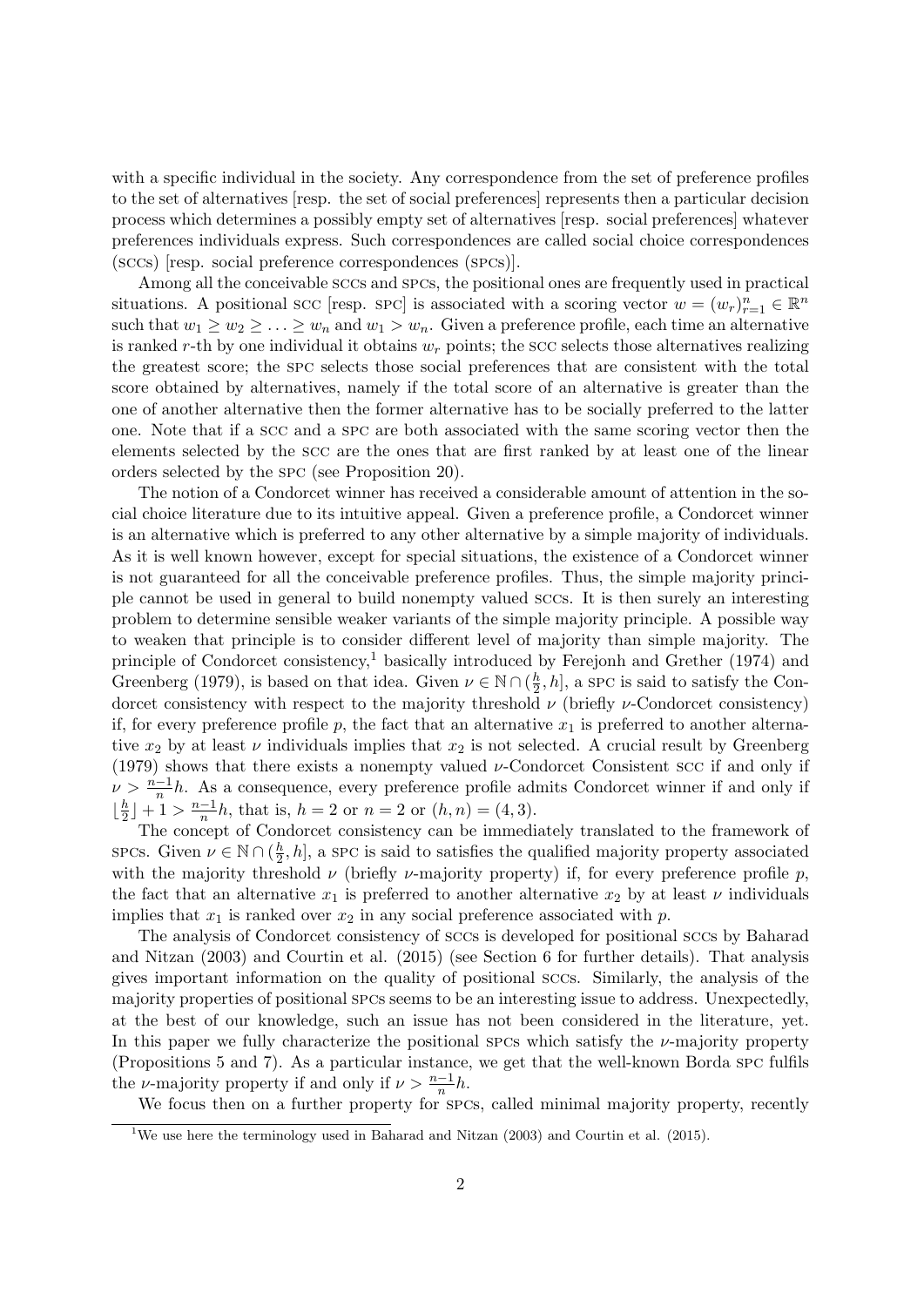with a specific individual in the society. Any correspondence from the set of preference profiles to the set of alternatives [resp. the set of social preferences] represents then a particular decision process which determines a possibly empty set of alternatives [resp. social preferences] whatever preferences individuals express. Such correspondences are called social choice correspondences (sccs) [resp. social preference correspondences (spcs)].

Among all the conceivable sccs and spcs, the positional ones are frequently used in practical situations. A positional scc [resp. spc] is associated with a scoring vector $w = (w_r)_{r=1}^n \in \mathbb{R}^n$ such that $w_1 \geq w_2 \geq \ldots \geq w_n$ and $w_1 > w_n$. Given a preference profile, each time an alternative is ranked $r$-th by one individual it obtains $w_r$ points; the scc selects those alternatives realizing the greatest score; the spc selects those social preferences that are consistent with the total score obtained by alternatives, namely if the total score of an alternative is greater than the one of another alternative then the former alternative has to be socially preferred to the latter one. Note that if a scc and a spc are both associated with the same scoring vector then the elements selected by the scc are the ones that are first ranked by at least one of the linear orders selected by the spc (see Proposition 20).

The notion of a Condorcet winner has received a considerable amount of attention in the social choice literature due to its intuitive appeal. Given a preference profile, a Condorcet winner is an alternative which is preferred to any other alternative by a simple majority of individuals. As it is well known however, except for special situations, the existence of a Condorcet winner is not guaranteed for all the conceivable preference profiles. Thus, the simple majority principle cannot be used in general to build nonempty valued sccs. It is then surely an interesting problem to determine sensible weaker variants of the simple majority principle. A possible way to weaken that principle is to consider different level of majority than simple majority. The principle of Condorcet consistency,[1] basically introduced by Ferejohn and Grether (1974) and Greenberg (1979), is based on that idea. Given $\nu \in \mathbb{N} \cap (\frac{h}{2}, h]$, a spc is said to satisfy the Condorcet consistency with respect to the majority threshold $\nu$ (briefly $\nu$-Condorcet consistency) if, for every preference profile $p$, the fact that an alternative $x_1$ is preferred to another alternative $x_2$ by at least $\nu$ individuals implies that $x_2$ is not selected. A crucial result by Greenberg (1979) shows that there exists a nonempty valued $\nu$-Condorcet Consistent scc if and only if $\nu > \frac{n-1}{n}h$. As a consequence, every preference profile admits Condorcet winner if and only if $\lfloor \frac{h}{2} \rfloor + 1 > \frac{n-1}{n}h$, that is, $h = 2$ or $n = 2$ or $(h, n) = (4, 3)$.

The concept of Condorcet consistency can be immediately translated to the framework of spcs. Given $\nu \in \mathbb{N} \cap (\frac{h}{2}, h]$, a spc is said to satisfies the qualified majority property associated with the majority threshold $\nu$ (briefly $\nu$-majority property) if, for every preference profile $p$, the fact that an alternative $x_1$ is preferred to another alternative $x_2$ by at least $\nu$ individuals implies that $x_1$ is ranked over $x_2$ in any social preference associated with $p$.

The analysis of Condorcet consistency of sccs is developed for positional sccs by Baharad and Nitzan (2003) and Courtin et al. (2015) (see Section 6 for further details). That analysis gives important information on the quality of positional sccs. Similarly, the analysis of the majority properties of positional spcs seems to be an interesting issue to address. Unexpectedly, at the best of our knowledge, such an issue has not been considered in the literature, yet. In this paper we fully characterize the positional spcs which satisfy the $\nu$-majority property (Propositions 5 and 7). As a particular instance, we get that the well-known Borda spc fulfils the $\nu$-majority property if and only if $\nu > \frac{n-1}{n}h$.

We focus then on a further property for spcs, called minimal majority property, recently

[1] We use here the terminology used in Baharad and Nitzan (2003) and Courtin et al. (2015).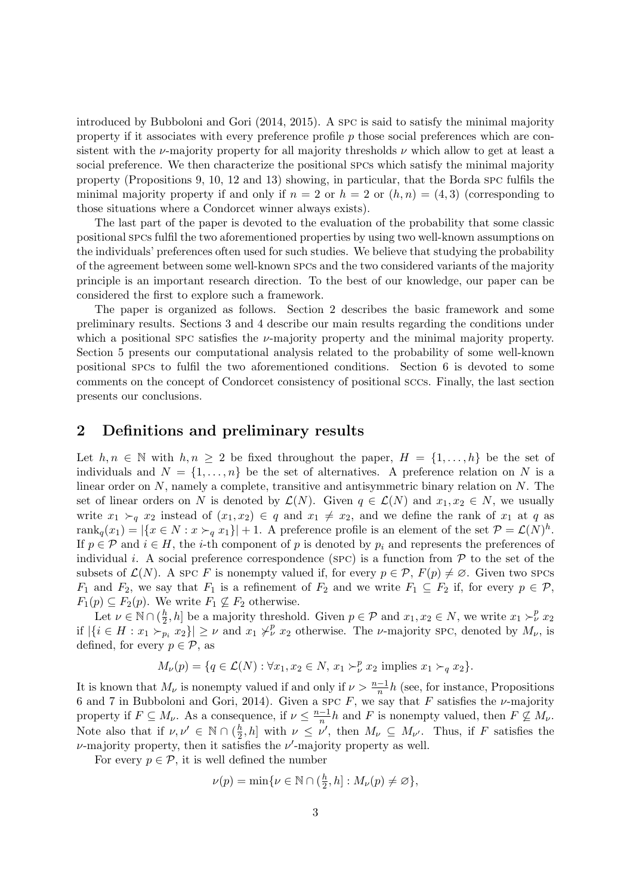introduced by Bubboloni and Gori (2014, 2015). A SPC is said to satisfy the minimal majority property if it associates with every preference profile $p$ those social preferences which are consistent with the $\nu$-majority property for all majority thresholds $\nu$ which allow to get at least a social preference. We then characterize the positional SPCs which satisfy the minimal majority property (Propositions 9, 10, 12 and 13) showing, in particular, that the Borda SPC fulfils the minimal majority property if and only if $n = 2$ or $h = 2$ or $(h, n) = (4, 3)$ (corresponding to those situations where a Condorcet winner always exists).

The last part of the paper is devoted to the evaluation of the probability that some classic positional SPCs fulfil the two aforementioned properties by using two well-known assumptions on the individuals' preferences often used for such studies. We believe that studying the probability of the agreement between some well-known SPCs and the two considered variants of the majority principle is an important research direction. To the best of our knowledge, our paper can be considered the first to explore such a framework.

The paper is organized as follows. Section 2 describes the basic framework and some preliminary results. Sections 3 and 4 describe our main results regarding the conditions under which a positional SPC satisfies the $\nu$-majority property and the minimal majority property. Section 5 presents our computational analysis related to the probability of some well-known positional SPCs to fulfil the two aforementioned conditions. Section 6 is devoted to some comments on the concept of Condorcet consistency of positional SCCs. Finally, the last section presents our conclusions.

## 2 Definitions and preliminary results

Let $h, n \in \mathbb{N}$ with $h, n \geq 2$ be fixed throughout the paper, $H = \{1, \ldots, h\}$ be the set of individuals and $N = \{1, \ldots, n\}$ be the set of alternatives. A preference relation on $N$ is a linear order on $N$, namely a complete, transitive and antisymmetric binary relation on $N$. The set of linear orders on $N$ is denoted by $\mathcal{L}(N)$. Given $q \in \mathcal{L}(N)$ and $x_1, x_2 \in N$, we usually write $x_1 \succ_q x_2$ instead of $(x_1, x_2) \in q$ and $x_1 \neq x_2$, and we define the rank of $x_1$ at $q$ as $\mathrm{rank}_q(x_1) = |\{x \in N : x \succ_q x_1\}| + 1$. A preference profile is an element of the set $\mathcal{P} = \mathcal{L}(N)^h$. If $p \in \mathcal{P}$ and $i \in H$, the $i$-th component of $p$ is denoted by $p_i$ and represents the preferences of individual $i$. A social preference correspondence (SPC) is a function from $\mathcal{P}$ to the set of the subsets of $\mathcal{L}(N)$. A SPC $F$ is nonempty valued if, for every $p \in \mathcal{P}$, $F(p) \neq \varnothing$. Given two SPCs $F_1$ and $F_2$, we say that $F_1$ is a refinement of $F_2$ and we write $F_1 \subseteq F_2$ if, for every $p \in \mathcal{P}$, $F_1(p) \subseteq F_2(p)$. We write $F_1 \not\subseteq F_2$ otherwise.

Let $\nu \in \mathbb{N} \cap (\frac{h}{2}, h]$ be a majority threshold. Given $p \in \mathcal{P}$ and $x_1, x_2 \in N$, we write $x_1 \succ_\nu^p x_2$ if $|\{i \in H : x_1 \succ_{p_i} x_2\}| \geq \nu$ and $x_1 \not\succ_\nu^p x_2$ otherwise. The $\nu$-majority SPC, denoted by $M_\nu$, is defined, for every $p \in \mathcal{P}$, as

$$M_\nu(p) = \{q \in \mathcal{L}(N) : \forall x_1, x_2 \in N,\ x_1 \succ_\nu^p x_2 \text{ implies } x_1 \succ_q x_2\}.$$

It is known that $M_\nu$ is nonempty valued if and only if $\nu > \frac{n-1}{n}h$ (see, for instance, Propositions 6 and 7 in Bubboloni and Gori, 2014). Given a SPC $F$, we say that $F$ satisfies the $\nu$-majority property if $F \subseteq M_\nu$. As a consequence, if $\nu \leq \frac{n-1}{n}h$ and $F$ is nonempty valued, then $F \not\subseteq M_\nu$. Note also that if $\nu, \nu' \in \mathbb{N} \cap (\frac{h}{2}, h]$ with $\nu \leq \nu'$, then $M_\nu \subseteq M_{\nu'}$. Thus, if $F$ satisfies the $\nu$-majority property, then it satisfies the $\nu'$-majority property as well.

For every $p \in \mathcal{P}$, it is well defined the number

$$\nu(p) = \min\{\nu \in \mathbb{N} \cap (\tfrac{h}{2}, h] : M_\nu(p) \neq \varnothing\},$$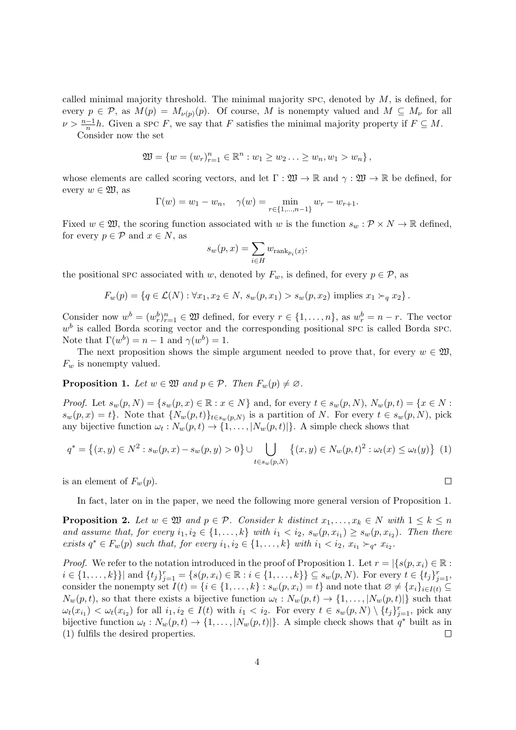called minimal majority threshold. The minimal majority SPC, denoted by $M$, is defined, for every $p \in \mathcal{P}$, as $M(p) = M_{\nu(p)}(p)$. Of course, $M$ is nonempty valued and $M \subseteq M_\nu$ for all $\nu > \frac{n-1}{n}h$. Given a SPC $F$, we say that $F$ satisfies the minimal majority property if $F \subseteq M$.

Consider now the set

$$\mathfrak{W} = \{w = (w_r)_{r=1}^n \in \mathbb{R}^n : w_1 \geq w_2 \ldots \geq w_n, w_1 > w_n\},$$

whose elements are called scoring vectors, and let $\Gamma : \mathfrak{W} \to \mathbb{R}$ and $\gamma : \mathfrak{W} \to \mathbb{R}$ be defined, for every $w \in \mathfrak{W}$, as

$$\Gamma(w) = w_1 - w_n, \quad \gamma(w) = \min_{r \in \{1,\ldots,n-1\}} w_r - w_{r+1}.$$

Fixed $w \in \mathfrak{W}$, the scoring function associated with $w$ is the function $s_w : \mathcal{P} \times N \to \mathbb{R}$ defined, for every $p \in \mathcal{P}$ and $x \in N$, as

$$s_w(p, x) = \sum_{i \in H} w_{\mathrm{rank}_{p_i}(x)};$$

the positional SPC associated with $w$, denoted by $F_w$, is defined, for every $p \in \mathcal{P}$, as

$$F_w(p) = \{q \in \mathcal{L}(N) : \forall x_1, x_2 \in N,\ s_w(p, x_1) > s_w(p, x_2) \text{ implies } x_1 \succ_q x_2\}.$$

Consider now $w^b = (w^b_r)_{r=1}^n \in \mathfrak{W}$ defined, for every $r \in \{1, \ldots, n\}$, as $w^b_r = n - r$. The vector $w^b$ is called Borda scoring vector and the corresponding positional SPC is called Borda SPC. Note that $\Gamma(w^b) = n - 1$ and $\gamma(w^b) = 1$.

The next proposition shows the simple argument needed to prove that, for every $w \in \mathfrak{W}$, $F_w$ is nonempty valued.

**Proposition 1.** *Let $w \in \mathfrak{W}$ and $p \in \mathcal{P}$. Then $F_w(p) \neq \varnothing$.*

*Proof.* Let $s_w(p, N) = \{s_w(p, x) \in \mathbb{R} : x \in N\}$ and, for every $t \in s_w(p, N)$, $N_w(p, t) = \{x \in N : s_w(p, x) = t\}$. Note that $\{N_w(p, t)\}_{t \in s_w(p,N)}$ is a partition of $N$. For every $t \in s_w(p, N)$, pick any bijective function $\omega_t : N_w(p, t) \to \{1, \ldots, |N_w(p, t)|\}$. A simple check shows that

$$q^* = \{(x, y) \in N^2 : s_w(p, x) - s_w(p, y) > 0\} \cup \bigcup_{t \in s_w(p,N)} \{(x, y) \in N_w(p, t)^2 : \omega_t(x) \leq \omega_t(y)\} \quad (1)$$

is an element of $F_w(p)$. $\square$

In fact, later on in the paper, we need the following more general version of Proposition 1.

**Proposition 2.** *Let $w \in \mathfrak{W}$ and $p \in \mathcal{P}$. Consider $k$ distinct $x_1, \ldots, x_k \in N$ with $1 \leq k \leq n$ and assume that, for every $i_1, i_2 \in \{1, \ldots, k\}$ with $i_1 < i_2$, $s_w(p, x_{i_1}) \geq s_w(p, x_{i_2})$. Then there exists $q^* \in F_w(p)$ such that, for every $i_1, i_2 \in \{1, \ldots, k\}$ with $i_1 < i_2$, $x_{i_1} \succ_{q^*} x_{i_2}$.*

*Proof.* We refer to the notation introduced in the proof of Proposition 1. Let $r = |\{s(p, x_i) \in \mathbb{R} : i \in \{1, \ldots, k\}\}|$ and $\{t_j\}_{j=1}^r = \{s(p, x_i) \in \mathbb{R} : i \in \{1, \ldots, k\}\} \subseteq s_w(p, N)$. For every $t \in \{t_j\}_{j=1}^r$, consider the nonempty set $I(t) = \{i \in \{1, \ldots, k\} : s_w(p, x_i) = t\}$ and note that $\varnothing \neq \{x_i\}_{i \in I(t)} \subseteq N_w(p, t)$, so that there exists a bijective function $\omega_t : N_w(p, t) \to \{1, \ldots, |N_w(p, t)|\}$ such that $\omega_t(x_{i_1}) < \omega_t(x_{i_2})$ for all $i_1, i_2 \in I(t)$ with $i_1 < i_2$. For every $t \in s_w(p, N) \setminus \{t_j\}_{j=1}^r$, pick any bijective function $\omega_t : N_w(p, t) \to \{1, \ldots, |N_w(p, t)|\}$. A simple check shows that $q^*$ built as in (1) fulfils the desired properties. $\square$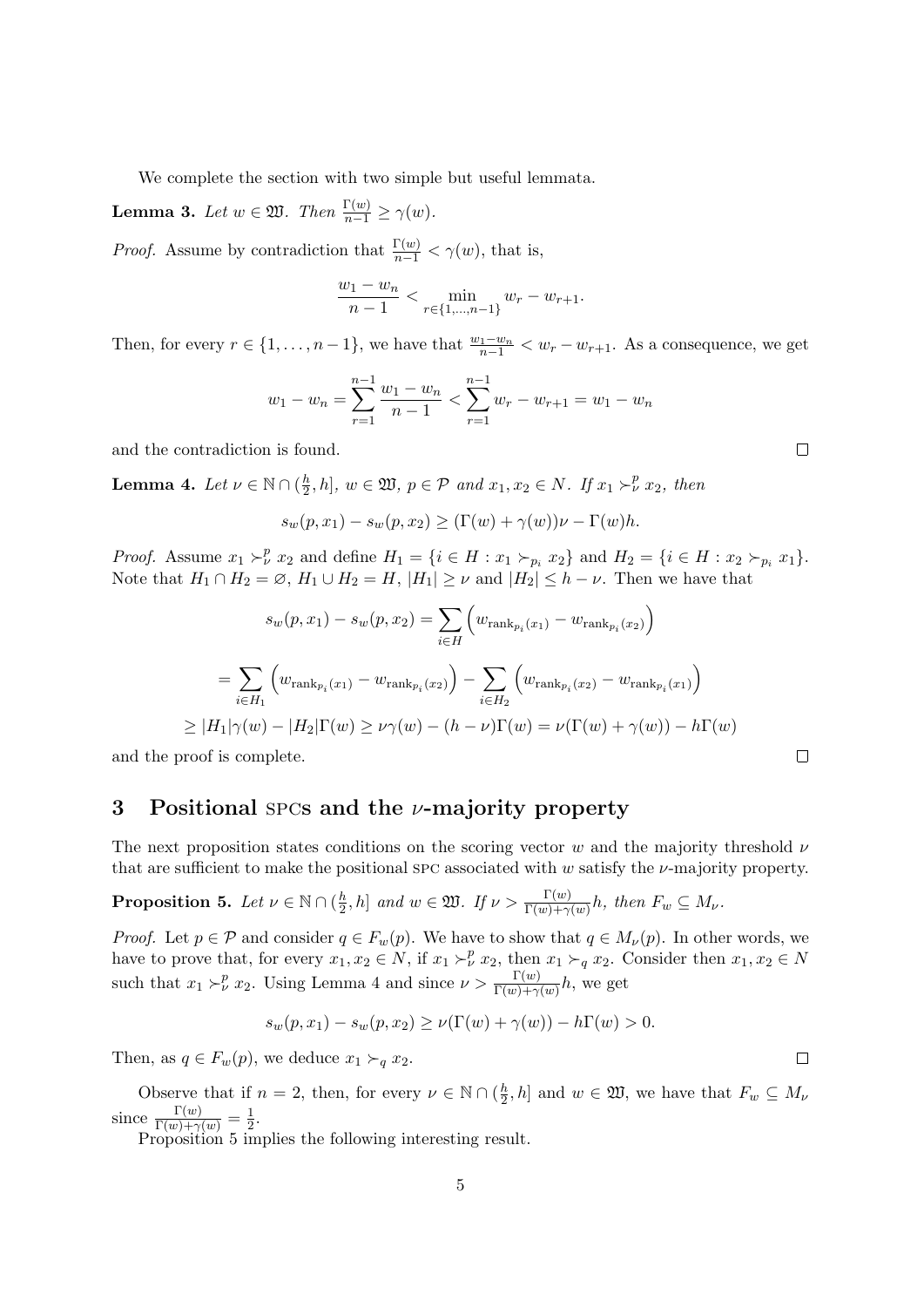We complete the section with two simple but useful lemmata.

**Lemma 3.** *Let $w \in \mathfrak{W}$. Then $\frac{\Gamma(w)}{n-1} \geq \gamma(w)$.*

*Proof.* Assume by contradiction that $\frac{\Gamma(w)}{n-1} < \gamma(w)$, that is,

$$\frac{w_1 - w_n}{n-1} < \min_{r \in \{1,\ldots,n-1\}} w_r - w_{r+1}.$$

Then, for every $r \in \{1, \ldots, n-1\}$, we have that $\frac{w_1 - w_n}{n-1} < w_r - w_{r+1}$. As a consequence, we get

$$w_1 - w_n = \sum_{r=1}^{n-1} \frac{w_1 - w_n}{n-1} < \sum_{r=1}^{n-1} w_r - w_{r+1} = w_1 - w_n$$

and the contradiction is found. $\square$

**Lemma 4.** *Let $\nu \in \mathbb{N} \cap (\frac{h}{2}, h]$, $w \in \mathfrak{W}$, $p \in \mathcal{P}$ and $x_1, x_2 \in N$. If $x_1 \succ_\nu^p x_2$, then*

$$s_w(p, x_1) - s_w(p, x_2) \geq (\Gamma(w) + \gamma(w))\nu - \Gamma(w)h.$$

*Proof.* Assume $x_1 \succ_\nu^p x_2$ and define $H_1 = \{i \in H : x_1 \succ_{p_i} x_2\}$ and $H_2 = \{i \in H : x_2 \succ_{p_i} x_1\}$. Note that $H_1 \cap H_2 = \varnothing$, $H_1 \cup H_2 = H$, $|H_1| \geq \nu$ and $|H_2| \leq h - \nu$. Then we have that

$$s_w(p, x_1) - s_w(p, x_2) = \sum_{i \in H} \left( w_{\mathrm{rank}_{p_i}(x_1)} - w_{\mathrm{rank}_{p_i}(x_2)} \right)$$

$$= \sum_{i \in H_1} \left( w_{\mathrm{rank}_{p_i}(x_1)} - w_{\mathrm{rank}_{p_i}(x_2)} \right) - \sum_{i \in H_2} \left( w_{\mathrm{rank}_{p_i}(x_2)} - w_{\mathrm{rank}_{p_i}(x_1)} \right)$$

$$\geq |H_1|\gamma(w) - |H_2|\Gamma(w) \geq \nu\gamma(w) - (h - \nu)\Gamma(w) = \nu(\Gamma(w) + \gamma(w)) - h\Gamma(w)$$

and the proof is complete. $\square$

## 3 Positional SPCs and the $\nu$-majority property

The next proposition states conditions on the scoring vector $w$ and the majority threshold $\nu$ that are sufficient to make the positional SPC associated with $w$ satisfy the $\nu$-majority property.

**Proposition 5.** *Let $\nu \in \mathbb{N} \cap (\frac{h}{2}, h]$ and $w \in \mathfrak{W}$. If $\nu > \frac{\Gamma(w)}{\Gamma(w)+\gamma(w)} h$, then $F_w \subseteq M_\nu$.*

*Proof.* Let $p \in \mathcal{P}$ and consider $q \in F_w(p)$. We have to show that $q \in M_\nu(p)$. In other words, we have to prove that, for every $x_1, x_2 \in N$, if $x_1 \succ_\nu^p x_2$, then $x_1 \succ_q x_2$. Consider then $x_1, x_2 \in N$ such that $x_1 \succ_\nu^p x_2$. Using Lemma 4 and since $\nu > \frac{\Gamma(w)}{\Gamma(w)+\gamma(w)} h$, we get

$$s_w(p, x_1) - s_w(p, x_2) \geq \nu(\Gamma(w) + \gamma(w)) - h\Gamma(w) > 0.$$

Then, as $q \in F_w(p)$, we deduce $x_1 \succ_q x_2$. $\square$

Observe that if $n = 2$, then, for every $\nu \in \mathbb{N} \cap (\frac{h}{2}, h]$ and $w \in \mathfrak{W}$, we have that $F_w \subseteq M_\nu$ since $\frac{\Gamma(w)}{\Gamma(w)+\gamma(w)} = \frac{1}{2}$.

Proposition 5 implies the following interesting result.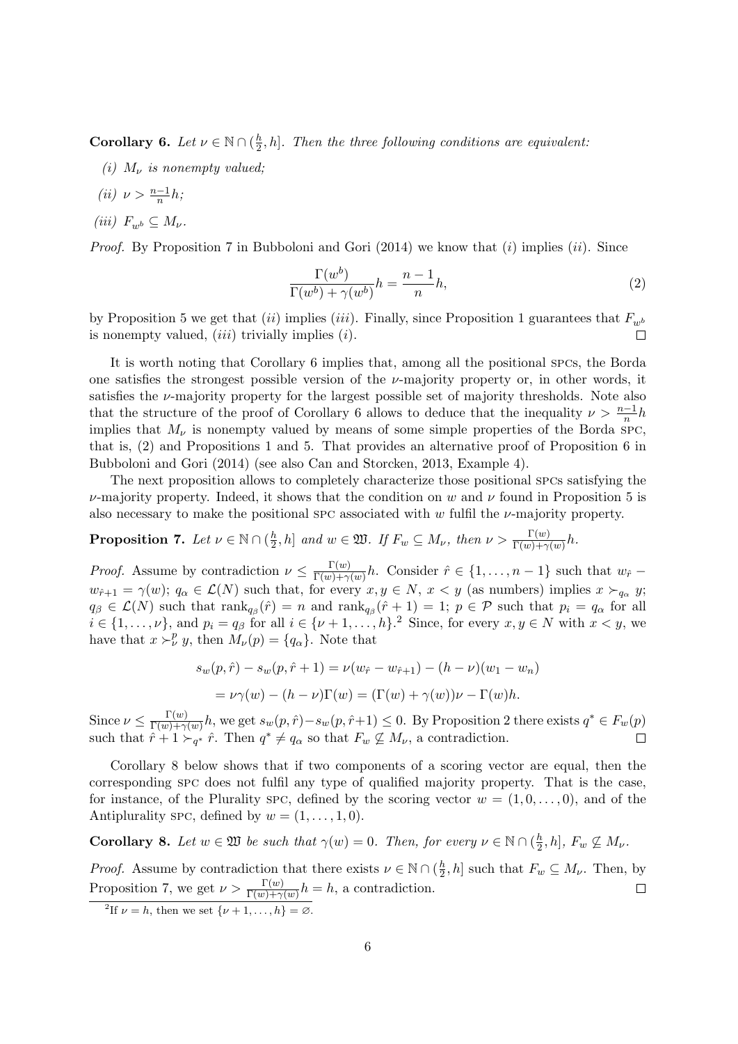**Corollary 6.** *Let $\nu \in \mathbb{N} \cap (\frac{h}{2}, h]$. Then the three following conditions are equivalent:*

*(i) $M_\nu$ is nonempty valued;*

*(ii) $\nu > \frac{n-1}{n}h$;*

*(iii) $F_{w^b} \subseteq M_\nu$.*

*Proof.* By Proposition 7 in Bubboloni and Gori (2014) we know that $(i)$ implies $(ii)$. Since

$$\frac{\Gamma(w^b)}{\Gamma(w^b) + \gamma(w^b)}h = \frac{n-1}{n}h, \tag{2}$$

by Proposition 5 we get that $(ii)$ implies $(iii)$. Finally, since Proposition 1 guarantees that $F_{w^b}$ is nonempty valued, $(iii)$ trivially implies $(i)$. $\square$

It is worth noting that Corollary 6 implies that, among all the positional SPCs, the Borda one satisfies the strongest possible version of the $\nu$-majority property or, in other words, it satisfies the $\nu$-majority property for the largest possible set of majority thresholds. Note also that the structure of the proof of Corollary 6 allows to deduce that the inequality $\nu > \frac{n-1}{n}h$ implies that $M_\nu$ is nonempty valued by means of some simple properties of the Borda SPC, that is, (2) and Propositions 1 and 5. That provides an alternative proof of Proposition 6 in Bubboloni and Gori (2014) (see also Can and Storcken, 2013, Example 4).

The next proposition allows to completely characterize those positional SPCs satisfying the $\nu$-majority property. Indeed, it shows that the condition on $w$ and $\nu$ found in Proposition 5 is also necessary to make the positional SPC associated with $w$ fulfil the $\nu$-majority property.

**Proposition 7.** *Let $\nu \in \mathbb{N} \cap (\frac{h}{2}, h]$ and $w \in \mathfrak{W}$. If $F_w \subseteq M_\nu$, then $\nu > \frac{\Gamma(w)}{\Gamma(w)+\gamma(w)}h$.*

*Proof.* Assume by contradiction $\nu \leq \frac{\Gamma(w)}{\Gamma(w)+\gamma(w)}h$. Consider $\hat{r} \in \{1, \ldots, n-1\}$ such that $w_{\hat{r}} - w_{\hat{r}+1} = \gamma(w)$; $q_\alpha \in \mathcal{L}(N)$ such that, for every $x, y \in N$, $x < y$ (as numbers) implies $x \succ_{q_\alpha} y$; $q_\beta \in \mathcal{L}(N)$ such that $\mathrm{rank}_{q_\beta}(\hat{r}) = n$ and $\mathrm{rank}_{q_\beta}(\hat{r}+1) = 1$; $p \in \mathcal{P}$ such that $p_i = q_\alpha$ for all $i \in \{1, \ldots, \nu\}$, and $p_i = q_\beta$ for all $i \in \{\nu+1, \ldots, h\}$.[2] Since, for every $x, y \in N$ with $x < y$, we have that $x \succ_\nu^p y$, then $M_\nu(p) = \{q_\alpha\}$. Note that

$$\begin{aligned} s_w(p, \hat{r}) - s_w(p, \hat{r}+1) &= \nu(w_{\hat{r}} - w_{\hat{r}+1}) - (h-\nu)(w_1 - w_n) \\ &= \nu\gamma(w) - (h-\nu)\Gamma(w) = (\Gamma(w) + \gamma(w))\nu - \Gamma(w)h. \end{aligned}$$

Since $\nu \leq \frac{\Gamma(w)}{\Gamma(w)+\gamma(w)}h$, we get $s_w(p, \hat{r}) - s_w(p, \hat{r}+1) \leq 0$. By Proposition 2 there exists $q^* \in F_w(p)$ such that $\hat{r}+1 \succ_{q^*} \hat{r}$. Then $q^* \neq q_\alpha$ so that $F_w \not\subseteq M_\nu$, a contradiction. $\square$

Corollary 8 below shows that if two components of a scoring vector are equal, then the corresponding SPC does not fulfil any type of qualified majority property. That is the case, for instance, of the Plurality SPC, defined by the scoring vector $w = (1, 0, \ldots, 0)$, and of the Antiplurality SPC, defined by $w = (1, \ldots, 1, 0)$.

**Corollary 8.** *Let $w \in \mathfrak{W}$ be such that $\gamma(w) = 0$. Then, for every $\nu \in \mathbb{N} \cap (\frac{h}{2}, h]$, $F_w \not\subseteq M_\nu$.*

*Proof.* Assume by contradiction that there exists $\nu \in \mathbb{N} \cap (\frac{h}{2}, h]$ such that $F_w \subseteq M_\nu$. Then, by Proposition 7, we get $\nu > \frac{\Gamma(w)}{\Gamma(w)+\gamma(w)}h = h$, a contradiction. $\square$

[2] If $\nu = h$, then we set $\{\nu+1, \ldots, h\} = \varnothing$.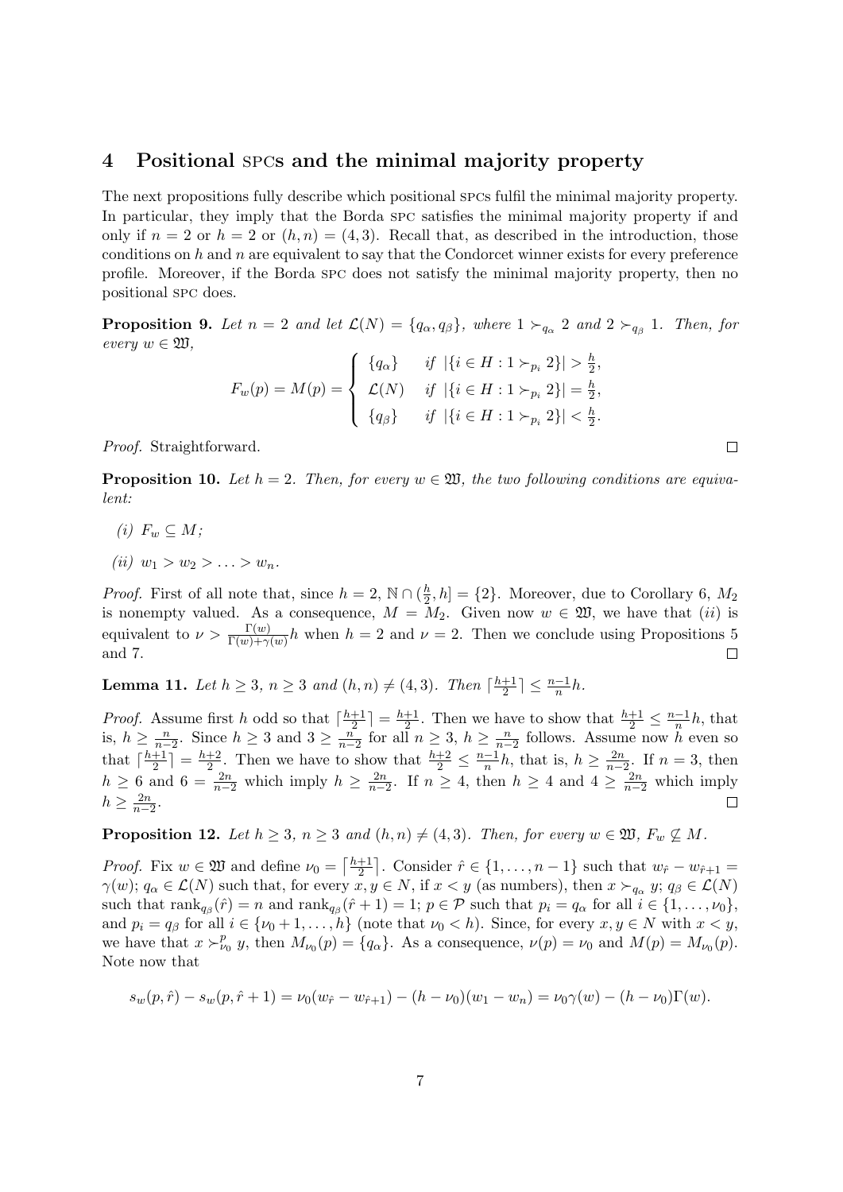## 4 Positional SPCs and the minimal majority property

The next propositions fully describe which positional SPCs fulfil the minimal majority property. In particular, they imply that the Borda SPC satisfies the minimal majority property if and only if $n = 2$ or $h = 2$ or $(h, n) = (4, 3)$. Recall that, as described in the introduction, those conditions on $h$ and $n$ are equivalent to say that the Condorcet winner exists for every preference profile. Moreover, if the Borda SPC does not satisfy the minimal majority property, then no positional SPC does.

**Proposition 9.** *Let $n = 2$ and let $\mathcal{L}(N) = \{q_\alpha, q_\beta\}$, where $1 \succ_{q_\alpha} 2$ and $2 \succ_{q_\beta} 1$. Then, for every $w \in \mathfrak{W}$,*

$$F_w(p) = M(p) = \begin{cases} \{q_\alpha\} & \text{if } |\{i \in H : 1 \succ_{p_i} 2\}| > \frac{h}{2}, \\ \mathcal{L}(N) & \text{if } |\{i \in H : 1 \succ_{p_i} 2\}| = \frac{h}{2}, \\ \{q_\beta\} & \text{if } |\{i \in H : 1 \succ_{p_i} 2\}| < \frac{h}{2}. \end{cases}$$

*Proof.* Straightforward. □

**Proposition 10.** *Let $h = 2$. Then, for every $w \in \mathfrak{W}$, the two following conditions are equivalent:*

*(i) $F_w \subseteq M$;*

*(ii) $w_1 > w_2 > \ldots > w_n$.*

*Proof.* First of all note that, since $h = 2$, $\mathbb{N} \cap (\frac{h}{2}, h] = \{2\}$. Moreover, due to Corollary 6, $M_2$ is nonempty valued. As a consequence, $M = M_2$. Given now $w \in \mathfrak{W}$, we have that $(ii)$ is equivalent to $\nu > \frac{\Gamma(w)}{\Gamma(w)+\gamma(w)}h$ when $h = 2$ and $\nu = 2$. Then we conclude using Propositions 5 and 7. □

**Lemma 11.** *Let $h \geq 3$, $n \geq 3$ and $(h, n) \neq (4, 3)$. Then $\lceil \frac{h+1}{2} \rceil \leq \frac{n-1}{n}h$.*

*Proof.* Assume first $h$ odd so that $\lceil \frac{h+1}{2} \rceil = \frac{h+1}{2}$. Then we have to show that $\frac{h+1}{2} \leq \frac{n-1}{n}h$, that is, $h \geq \frac{n}{n-2}$. Since $h \geq 3$ and $3 \geq \frac{n}{n-2}$ for all $n \geq 3$, $h \geq \frac{n}{n-2}$ follows. Assume now $h$ even so that $\lceil \frac{h+1}{2} \rceil = \frac{h+2}{2}$. Then we have to show that $\frac{h+2}{2} \leq \frac{n-1}{n}h$, that is, $h \geq \frac{2n}{n-2}$. If $n = 3$, then $h \geq 6$ and $6 = \frac{2n}{n-2}$ which imply $h \geq \frac{2n}{n-2}$. If $n \geq 4$, then $h \geq 4$ and $4 \geq \frac{2n}{n-2}$ which imply $h \geq \frac{2n}{n-2}$. □

**Proposition 12.** *Let $h \geq 3$, $n \geq 3$ and $(h, n) \neq (4, 3)$. Then, for every $w \in \mathfrak{W}$, $F_w \not\subseteq M$.*

*Proof.* Fix $w \in \mathfrak{W}$ and define $\nu_0 = \lceil \frac{h+1}{2} \rceil$. Consider $\hat{r} \in \{1, \ldots, n-1\}$ such that $w_{\hat{r}} - w_{\hat{r}+1} = \gamma(w)$; $q_\alpha \in \mathcal{L}(N)$ such that, for every $x, y \in N$, if $x < y$ (as numbers), then $x \succ_{q_\alpha} y$; $q_\beta \in \mathcal{L}(N)$ such that $\text{rank}_{q_\beta}(\hat{r}) = n$ and $\text{rank}_{q_\beta}(\hat{r}+1) = 1$; $p \in \mathcal{P}$ such that $p_i = q_\alpha$ for all $i \in \{1, \ldots, \nu_0\}$, and $p_i = q_\beta$ for all $i \in \{\nu_0 + 1, \ldots, h\}$ (note that $\nu_0 < h$). Since, for every $x, y \in N$ with $x < y$, we have that $x \succ^p_{\nu_0} y$, then $M_{\nu_0}(p) = \{q_\alpha\}$. As a consequence, $\nu(p) = \nu_0$ and $M(p) = M_{\nu_0}(p)$. Note now that

$$s_w(p, \hat{r}) - s_w(p, \hat{r}+1) = \nu_0(w_{\hat{r}} - w_{\hat{r}+1}) - (h - \nu_0)(w_1 - w_n) = \nu_0\gamma(w) - (h - \nu_0)\Gamma(w).$$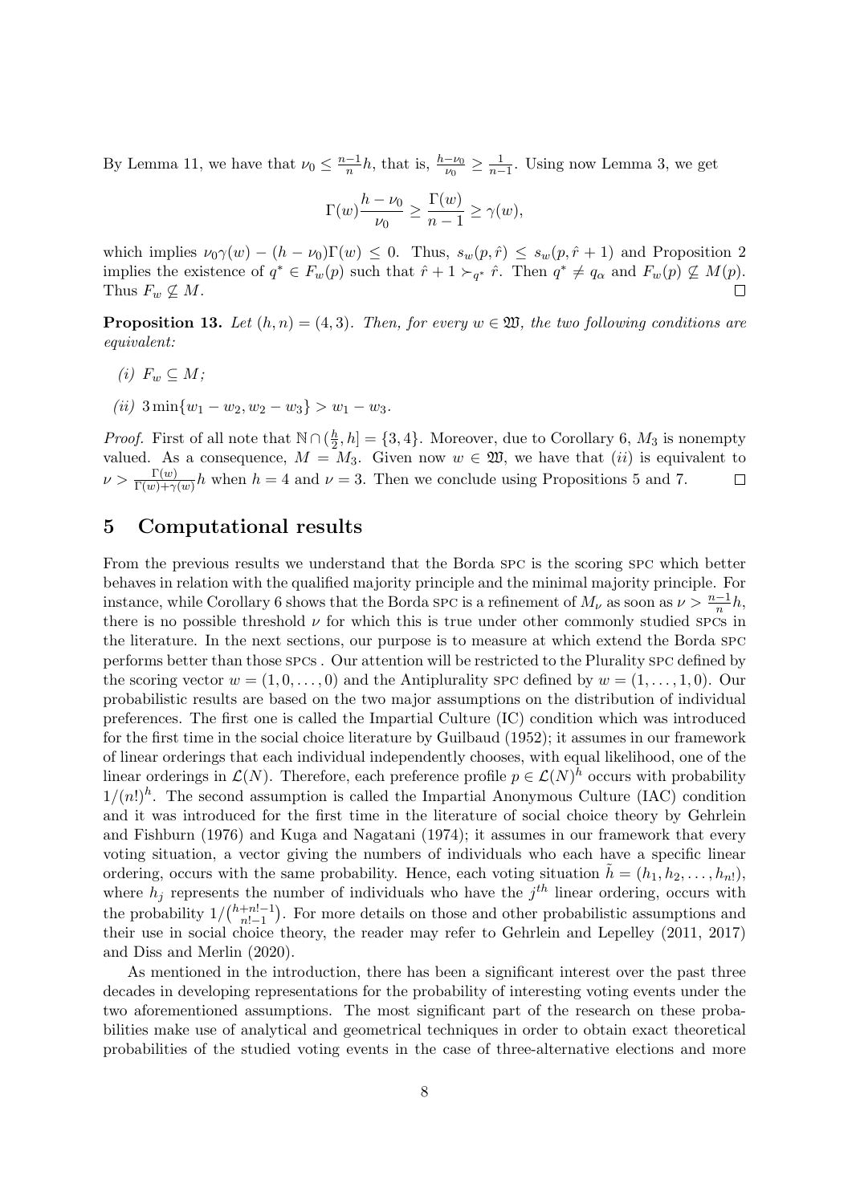By Lemma 11, we have that $\nu_0 \leq \frac{n-1}{n}h$, that is, $\frac{h-\nu_0}{\nu_0} \geq \frac{1}{n-1}$. Using now Lemma 3, we get

$$\Gamma(w)\frac{h-\nu_0}{\nu_0} \geq \frac{\Gamma(w)}{n-1} \geq \gamma(w),$$

which implies $\nu_0\gamma(w) - (h-\nu_0)\Gamma(w) \leq 0$. Thus, $s_w(p,\hat{r}) \leq s_w(p,\hat{r}+1)$ and Proposition 2 implies the existence of $q^* \in F_w(p)$ such that $\hat{r}+1 \succ_{q^*} \hat{r}$. Then $q^* \neq q_\alpha$ and $F_w(p) \not\subseteq M(p)$. Thus $F_w \not\subseteq M$. $\square$

**Proposition 13.** *Let $(h,n) = (4,3)$. Then, for every $w \in \mathfrak{W}$, the two following conditions are equivalent:*

*(i)* $F_w \subseteq M$*;*

*(ii)* $3\min\{w_1 - w_2, w_2 - w_3\} > w_1 - w_3$.

*Proof.* First of all note that $\mathbb{N} \cap (\frac{h}{2}, h] = \{3,4\}$. Moreover, due to Corollary 6, $M_3$ is nonempty valued. As a consequence, $M = M_3$. Given now $w \in \mathfrak{W}$, we have that $(ii)$ is equivalent to $\nu > \frac{\Gamma(w)}{\Gamma(w)+\gamma(w)}h$ when $h=4$ and $\nu = 3$. Then we conclude using Propositions 5 and 7. $\square$

## 5 Computational results

From the previous results we understand that the Borda SPC is the scoring SPC which better behaves in relation with the qualified majority principle and the minimal majority principle. For instance, while Corollary 6 shows that the Borda SPC is a refinement of $M_\nu$ as soon as $\nu > \frac{n-1}{n}h$, there is no possible threshold $\nu$ for which this is true under other commonly studied SPCs in the literature. In the next sections, our purpose is to measure at which extend the Borda SPC performs better than those SPCs . Our attention will be restricted to the Plurality SPC defined by the scoring vector $w = (1, 0, \ldots, 0)$ and the Antiplurality SPC defined by $w = (1, \ldots, 1, 0)$. Our probabilistic results are based on the two major assumptions on the distribution of individual preferences. The first one is called the Impartial Culture (IC) condition which was introduced for the first time in the social choice literature by Guilbaud (1952); it assumes in our framework of linear orderings that each individual independently chooses, with equal likelihood, one of the linear orderings in $\mathcal{L}(N)$. Therefore, each preference profile $p \in \mathcal{L}(N)^h$ occurs with probability $1/(n!)^h$. The second assumption is called the Impartial Anonymous Culture (IAC) condition and it was introduced for the first time in the literature of social choice theory by Gehrlein and Fishburn (1976) and Kuga and Nagatani (1974); it assumes in our framework that every voting situation, a vector giving the numbers of individuals who each have a specific linear ordering, occurs with the same probability. Hence, each voting situation $\tilde{h} = (h_1, h_2, \ldots, h_{n!})$, where $h_j$ represents the number of individuals who have the $j^{th}$ linear ordering, occurs with the probability $1/\binom{h+n!-1}{n!-1}$. For more details on those and other probabilistic assumptions and their use in social choice theory, the reader may refer to Gehrlein and Lepelley (2011, 2017) and Diss and Merlin (2020).

As mentioned in the introduction, there has been a significant interest over the past three decades in developing representations for the probability of interesting voting events under the two aforementioned assumptions. The most significant part of the research on these probabilities make use of analytical and geometrical techniques in order to obtain exact theoretical probabilities of the studied voting events in the case of three-alternative elections and more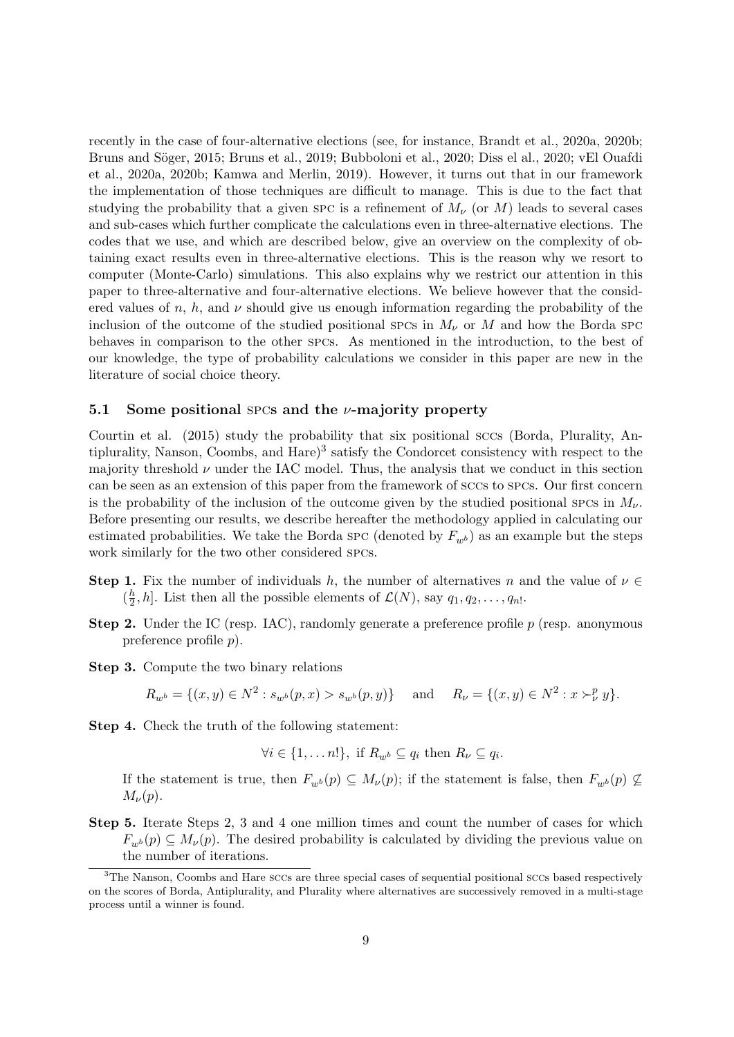recently in the case of four-alternative elections (see, for instance, Brandt et al., 2020a, 2020b; Bruns and Söger, 2015; Bruns et al., 2019; Bubboloni et al., 2020; Diss el al., 2020; vEl Ouafdi et al., 2020a, 2020b; Kamwa and Merlin, 2019). However, it turns out that in our framework the implementation of those techniques are difficult to manage. This is due to the fact that studying the probability that a given SPC is a refinement of $M_\nu$ (or $M$) leads to several cases and sub-cases which further complicate the calculations even in three-alternative elections. The codes that we use, and which are described below, give an overview on the complexity of obtaining exact results even in three-alternative elections. This is the reason why we resort to computer (Monte-Carlo) simulations. This also explains why we restrict our attention in this paper to three-alternative and four-alternative elections. We believe however that the considered values of $n$, $h$, and $\nu$ should give us enough information regarding the probability of the inclusion of the outcome of the studied positional SPCs in $M_\nu$ or $M$ and how the Borda SPC behaves in comparison to the other SPCs. As mentioned in the introduction, to the best of our knowledge, the type of probability calculations we consider in this paper are new in the literature of social choice theory.

### 5.1 Some positional SPCs and the $\nu$-majority property

Courtin et al. (2015) study the probability that six positional SCCs (Borda, Plurality, Antiplurality, Nanson, Coombs, and Hare)[3] satisfy the Condorcet consistency with respect to the majority threshold $\nu$ under the IAC model. Thus, the analysis that we conduct in this section can be seen as an extension of this paper from the framework of SCCs to SPCs. Our first concern is the probability of the inclusion of the outcome given by the studied positional SPCs in $M_\nu$. Before presenting our results, we describe hereafter the methodology applied in calculating our estimated probabilities. We take the Borda SPC (denoted by $F_{w^b}$) as an example but the steps work similarly for the two other considered SPCs.

**Step 1.** Fix the number of individuals $h$, the number of alternatives $n$ and the value of $\nu \in (\frac{h}{2}, h]$. List then all the possible elements of $\mathcal{L}(N)$, say $q_1, q_2, \ldots, q_{n!}$.

**Step 2.** Under the IC (resp. IAC), randomly generate a preference profile $p$ (resp. anonymous preference profile $p$).

**Step 3.** Compute the two binary relations

$$R_{w^b} = \{(x, y) \in N^2 : s_{w^b}(p, x) > s_{w^b}(p, y)\} \quad \text{and} \quad R_\nu = \{(x, y) \in N^2 : x \succ_\nu^p y\}.$$

**Step 4.** Check the truth of the following statement:

$$\forall i \in \{1, \ldots n!\}, \text{ if } R_{w^b} \subseteq q_i \text{ then } R_\nu \subseteq q_i.$$

If the statement is true, then $F_{w^b}(p) \subseteq M_\nu(p)$; if the statement is false, then $F_{w^b}(p) \not\subseteq M_\nu(p)$.

**Step 5.** Iterate Steps 2, 3 and 4 one million times and count the number of cases for which $F_{w^b}(p) \subseteq M_\nu(p)$. The desired probability is calculated by dividing the previous value on the number of iterations.

[3] The Nanson, Coombs and Hare SCCs are three special cases of sequential positional SCCs based respectively on the scores of Borda, Antiplurality, and Plurality where alternatives are successively removed in a multi-stage process until a winner is found.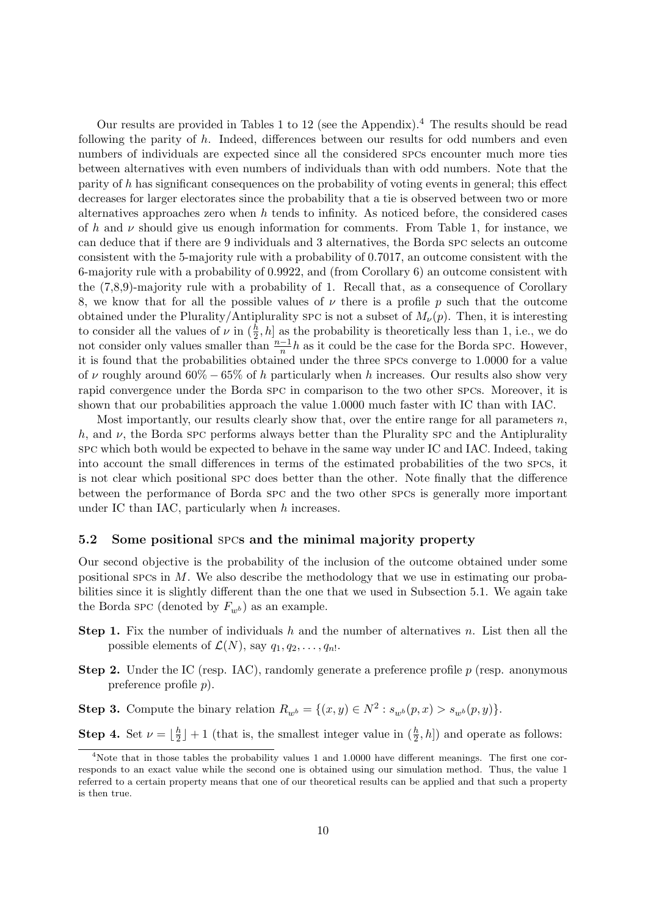Our results are provided in Tables 1 to 12 (see the Appendix).[4] The results should be read following the parity of $h$. Indeed, differences between our results for odd numbers and even numbers of individuals are expected since all the considered SPCs encounter much more ties between alternatives with even numbers of individuals than with odd numbers. Note that the parity of $h$ has significant consequences on the probability of voting events in general; this effect decreases for larger electorates since the probability that a tie is observed between two or more alternatives approaches zero when $h$ tends to infinity. As noticed before, the considered cases of $h$ and $\nu$ should give us enough information for comments. From Table 1, for instance, we can deduce that if there are 9 individuals and 3 alternatives, the Borda SPC selects an outcome consistent with the 5-majority rule with a probability of 0.7017, an outcome consistent with the 6-majority rule with a probability of 0.9922, and (from Corollary 6) an outcome consistent with the (7,8,9)-majority rule with a probability of 1. Recall that, as a consequence of Corollary 8, we know that for all the possible values of $\nu$ there is a profile $p$ such that the outcome obtained under the Plurality/Antiplurality SPC is not a subset of $M_\nu(p)$. Then, it is interesting to consider all the values of $\nu$ in $(\frac{h}{2}, h]$ as the probability is theoretically less than 1, i.e., we do not consider only values smaller than $\frac{n-1}{n}h$ as it could be the case for the Borda SPC. However, it is found that the probabilities obtained under the three SPCs converge to 1.0000 for a value of $\nu$ roughly around $60\% - 65\%$ of $h$ particularly when $h$ increases. Our results also show very rapid convergence under the Borda SPC in comparison to the two other SPCs. Moreover, it is shown that our probabilities approach the value 1.0000 much faster with IC than with IAC.

Most importantly, our results clearly show that, over the entire range for all parameters $n$, $h$, and $\nu$, the Borda SPC performs always better than the Plurality SPC and the Antiplurality SPC which both would be expected to behave in the same way under IC and IAC. Indeed, taking into account the small differences in terms of the estimated probabilities of the two SPCs, it is not clear which positional SPC does better than the other. Note finally that the difference between the performance of Borda SPC and the two other SPCs is generally more important under IC than IAC, particularly when $h$ increases.

### 5.2 Some positional SPCs and the minimal majority property

Our second objective is the probability of the inclusion of the outcome obtained under some positional SPCs in $M$. We also describe the methodology that we use in estimating our probabilities since it is slightly different than the one that we used in Subsection 5.1. We again take the Borda SPC (denoted by $F_{w^b}$) as an example.

**Step 1.** Fix the number of individuals $h$ and the number of alternatives $n$. List then all the possible elements of $\mathcal{L}(N)$, say $q_1, q_2, \ldots, q_{n!}$.

**Step 2.** Under the IC (resp. IAC), randomly generate a preference profile $p$ (resp. anonymous preference profile $p$).

**Step 3.** Compute the binary relation $R_{w^b} = \{(x, y) \in N^2 : s_{w^b}(p, x) > s_{w^b}(p, y)\}$.

**Step 4.** Set $\nu = \lfloor \frac{h}{2} \rfloor + 1$ (that is, the smallest integer value in $(\frac{h}{2}, h]$) and operate as follows:

[4] Note that in those tables the probability values 1 and 1.0000 have different meanings. The first one corresponds to an exact value while the second one is obtained using our simulation method. Thus, the value 1 referred to a certain property means that one of our theoretical results can be applied and that such a property is then true.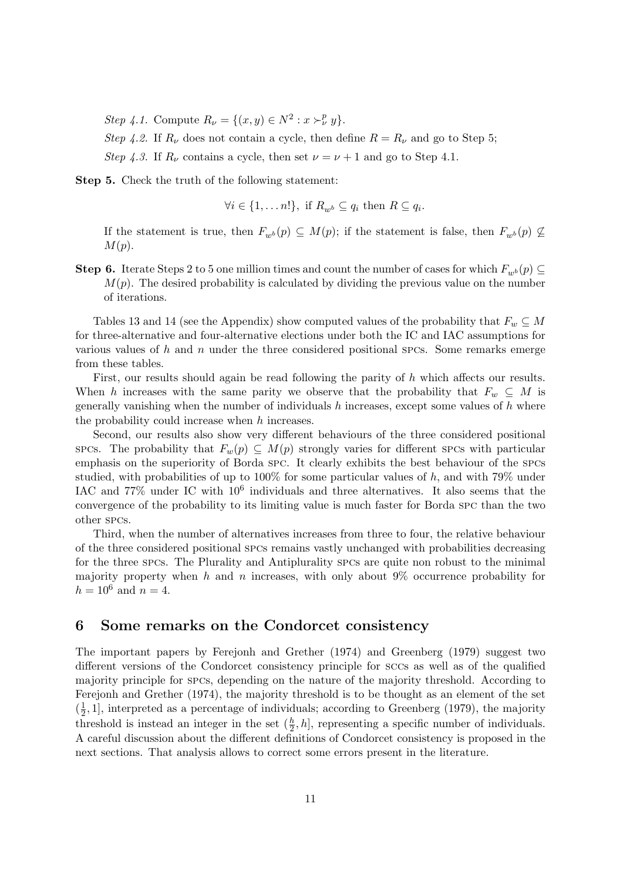*Step 4.1.* Compute $R_\nu = \{(x, y) \in N^2 : x \succ^p_\nu y\}$.

*Step 4.2.* If $R_\nu$ does not contain a cycle, then define $R = R_\nu$ and go to Step 5;

*Step 4.3.* If $R_\nu$ contains a cycle, then set $\nu = \nu + 1$ and go to Step 4.1.

**Step 5.** Check the truth of the following statement:

$$\forall i \in \{1, \ldots n!\}, \text{ if } R_{w^b} \subseteq q_i \text{ then } R \subseteq q_i.$$

If the statement is true, then $F_{w^b}(p) \subseteq M(p)$; if the statement is false, then $F_{w^b}(p) \not\subseteq M(p)$.

**Step 6.** Iterate Steps 2 to 5 one million times and count the number of cases for which $F_{w^b}(p) \subseteq M(p)$. The desired probability is calculated by dividing the previous value on the number of iterations.

Tables 13 and 14 (see the Appendix) show computed values of the probability that $F_w \subseteq M$ for three-alternative and four-alternative elections under both the IC and IAC assumptions for various values of $h$ and $n$ under the three considered positional SPCs. Some remarks emerge from these tables.

First, our results should again be read following the parity of $h$ which affects our results. When $h$ increases with the same parity we observe that the probability that $F_w \subseteq M$ is generally vanishing when the number of individuals $h$ increases, except some values of $h$ where the probability could increase when $h$ increases.

Second, our results also show very different behaviours of the three considered positional SPCs. The probability that $F_w(p) \subseteq M(p)$ strongly varies for different SPCs with particular emphasis on the superiority of Borda SPC. It clearly exhibits the best behaviour of the SPCs studied, with probabilities of up to 100% for some particular values of $h$, and with 79% under IAC and 77% under IC with $10^6$ individuals and three alternatives. It also seems that the convergence of the probability to its limiting value is much faster for Borda SPC than the two other SPCs.

Third, when the number of alternatives increases from three to four, the relative behaviour of the three considered positional SPCs remains vastly unchanged with probabilities decreasing for the three SPCs. The Plurality and Antiplurality SPCs are quite non robust to the minimal majority property when $h$ and $n$ increases, with only about 9% occurrence probability for $h = 10^6$ and $n = 4$.

## 6 Some remarks on the Condorcet consistency

The important papers by Ferejonh and Grether (1974) and Greenberg (1979) suggest two different versions of the Condorcet consistency principle for SCCs as well as of the qualified majority principle for SPCs, depending on the nature of the majority threshold. According to Ferejonh and Grether (1974), the majority threshold is to be thought as an element of the set $(\frac{1}{2}, 1]$, interpreted as a percentage of individuals; according to Greenberg (1979), the majority threshold is instead an integer in the set $(\frac{h}{2}, h]$, representing a specific number of individuals. A careful discussion about the different definitions of Condorcet consistency is proposed in the next sections. That analysis allows to correct some errors present in the literature.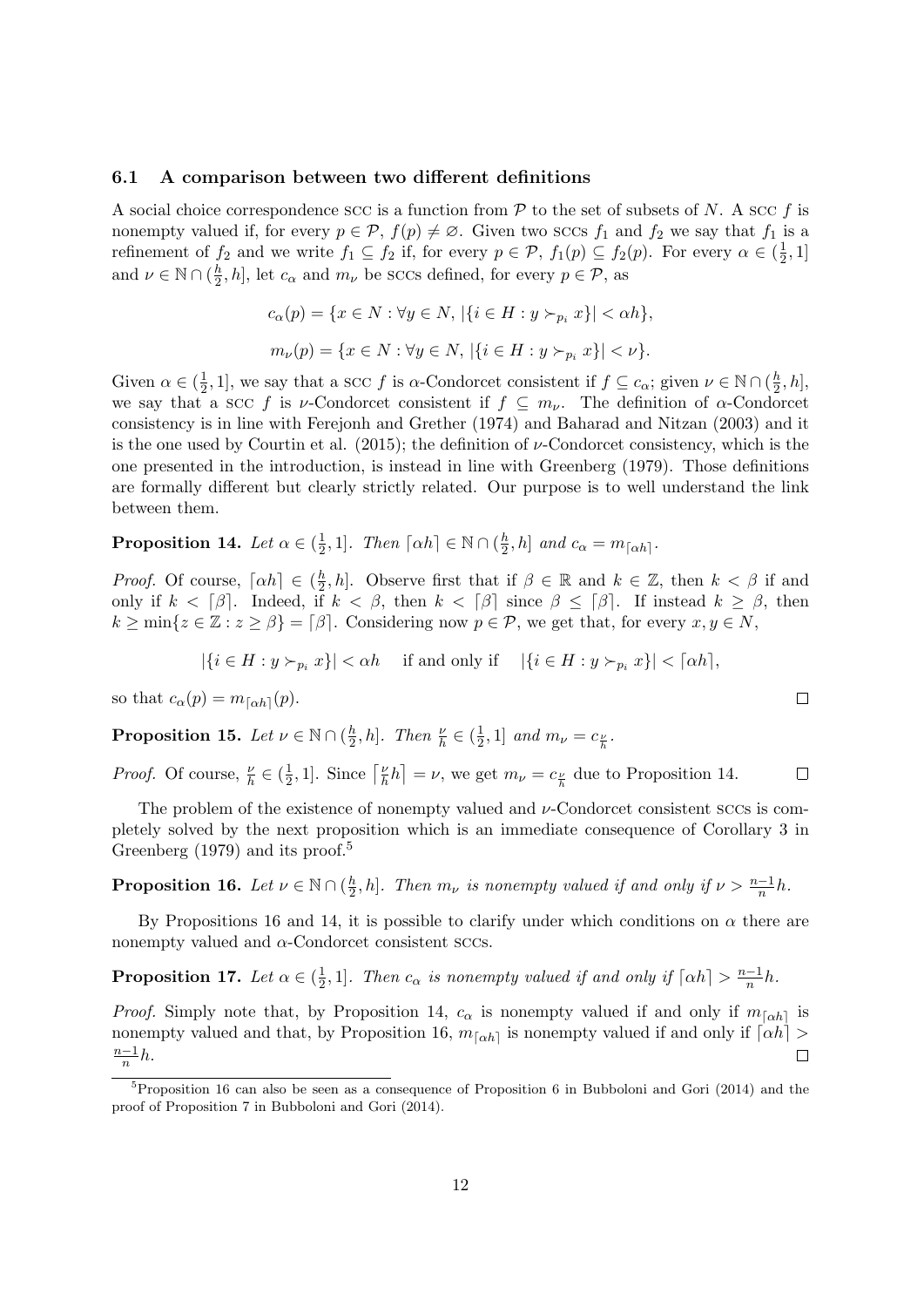### 6.1 A comparison between two different definitions

A social choice correspondence SCC is a function from $\mathcal{P}$ to the set of subsets of $N$. A SCC $f$ is nonempty valued if, for every $p \in \mathcal{P}$, $f(p) \neq \varnothing$. Given two SCCs $f_1$ and $f_2$ we say that $f_1$ is a refinement of $f_2$ and we write $f_1 \subseteq f_2$ if, for every $p \in \mathcal{P}$, $f_1(p) \subseteq f_2(p)$. For every $\alpha \in (\frac{1}{2}, 1]$ and $\nu \in \mathbb{N} \cap (\frac{h}{2}, h]$, let $c_\alpha$ and $m_\nu$ be SCCs defined, for every $p \in \mathcal{P}$, as

$$c_\alpha(p) = \{x \in N : \forall y \in N, |\{i \in H : y \succ_{p_i} x\}| < \alpha h\},$$

$$m_\nu(p) = \{x \in N : \forall y \in N, |\{i \in H : y \succ_{p_i} x\}| < \nu\}.$$

Given $\alpha \in (\frac{1}{2}, 1]$, we say that a SCC $f$ is $\alpha$-Condorcet consistent if $f \subseteq c_\alpha$; given $\nu \in \mathbb{N} \cap (\frac{h}{2}, h]$, we say that a SCC $f$ is $\nu$-Condorcet consistent if $f \subseteq m_\nu$. The definition of $\alpha$-Condorcet consistency is in line with Ferejohn and Grether (1974) and Baharad and Nitzan (2003) and it is the one used by Courtin et al. (2015); the definition of $\nu$-Condorcet consistency, which is the one presented in the introduction, is instead in line with Greenberg (1979). Those definitions are formally different but clearly strictly related. Our purpose is to well understand the link between them.

**Proposition 14.** *Let $\alpha \in (\frac{1}{2}, 1]$. Then $\lceil \alpha h \rceil \in \mathbb{N} \cap (\frac{h}{2}, h]$ and $c_\alpha = m_{\lceil \alpha h \rceil}$.*

*Proof.* Of course, $\lceil \alpha h \rceil \in (\frac{h}{2}, h]$. Observe first that if $\beta \in \mathbb{R}$ and $k \in \mathbb{Z}$, then $k < \beta$ if and only if $k < \lceil \beta \rceil$. Indeed, if $k < \beta$, then $k < \lceil \beta \rceil$ since $\beta \leq \lceil \beta \rceil$. If instead $k \geq \beta$, then $k \geq \min\{z \in \mathbb{Z} : z \geq \beta\} = \lceil \beta \rceil$. Considering now $p \in \mathcal{P}$, we get that, for every $x, y \in N$,

$$|\{i \in H : y \succ_{p_i} x\}| < \alpha h \quad \text{ if and only if } \quad |\{i \in H : y \succ_{p_i} x\}| < \lceil \alpha h \rceil,$$

so that $c_\alpha(p) = m_{\lceil \alpha h \rceil}(p)$. $\square$

**Proposition 15.** *Let $\nu \in \mathbb{N} \cap (\frac{h}{2}, h]$. Then $\frac{\nu}{h} \in (\frac{1}{2}, 1]$ and $m_\nu = c_{\frac{\nu}{h}}$.*

*Proof.* Of course, $\frac{\nu}{h} \in (\frac{1}{2}, 1]$. Since $\lceil \frac{\nu}{h} h \rceil = \nu$, we get $m_\nu = c_{\frac{\nu}{h}}$ due to Proposition 14. $\square$

The problem of the existence of nonempty valued and $\nu$-Condorcet consistent SCCs is completely solved by the next proposition which is an immediate consequence of Corollary 3 in Greenberg (1979) and its proof.[5]

**Proposition 16.** *Let $\nu \in \mathbb{N} \cap (\frac{h}{2}, h]$. Then $m_\nu$ is nonempty valued if and only if $\nu > \frac{n-1}{n} h$.*

By Propositions 16 and 14, it is possible to clarify under which conditions on $\alpha$ there are nonempty valued and $\alpha$-Condorcet consistent SCCs.

**Proposition 17.** *Let $\alpha \in (\frac{1}{2}, 1]$. Then $c_\alpha$ is nonempty valued if and only if $\lceil \alpha h \rceil > \frac{n-1}{n} h$.*

*Proof.* Simply note that, by Proposition 14, $c_\alpha$ is nonempty valued if and only if $m_{\lceil \alpha h \rceil}$ is nonempty valued and that, by Proposition 16, $m_{\lceil \alpha h \rceil}$ is nonempty valued if and only if $\lceil \alpha h \rceil > \frac{n-1}{n} h$. $\square$

[5] Proposition 16 can also be seen as a consequence of Proposition 6 in Bubboloni and Gori (2014) and the proof of Proposition 7 in Bubboloni and Gori (2014).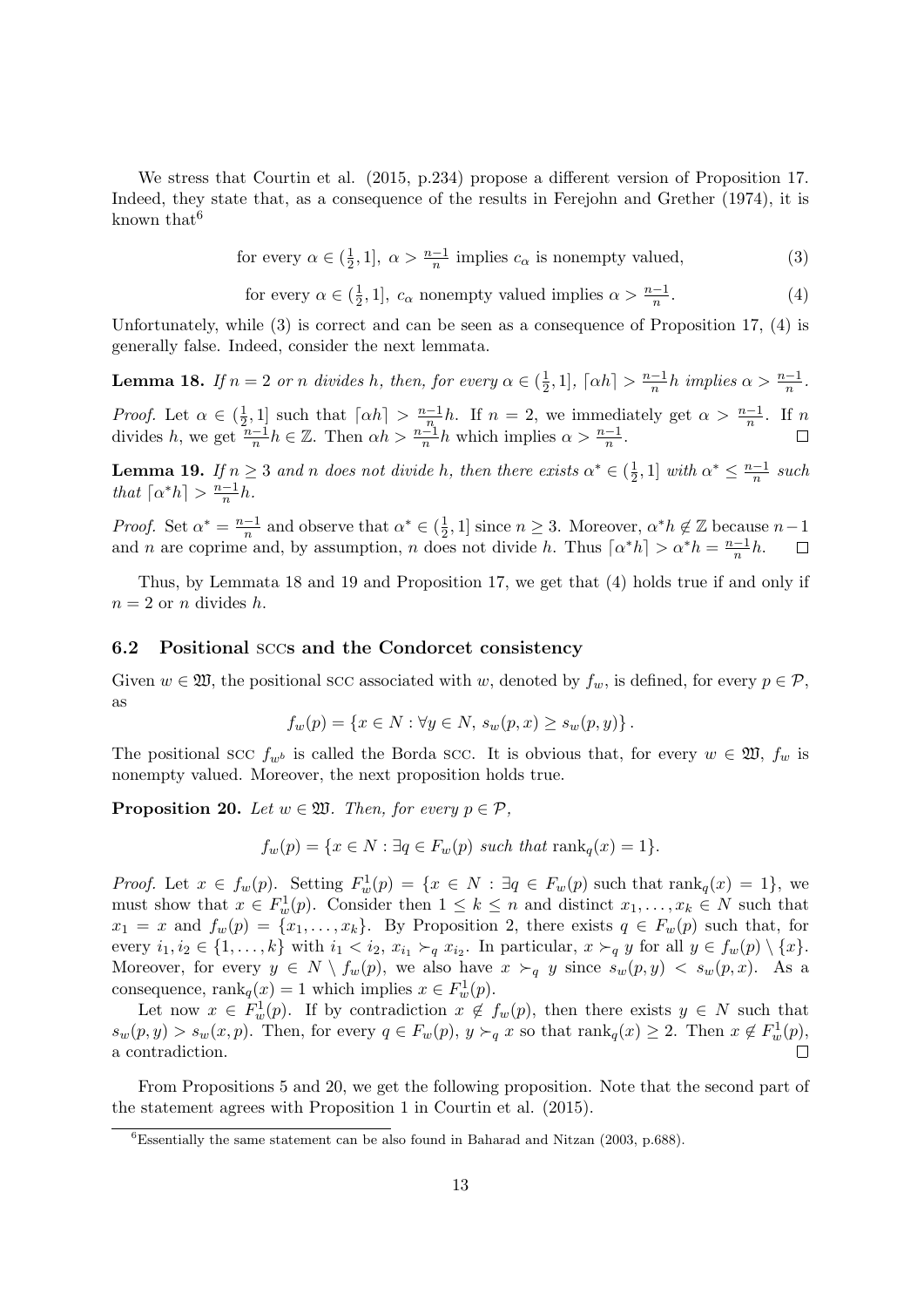We stress that Courtin et al. (2015, p.234) propose a different version of Proposition 17. Indeed, they state that, as a consequence of the results in Ferejohn and Grether (1974), it is known that[6]

$$\text{for every } \alpha \in (\tfrac{1}{2}, 1],\ \alpha > \tfrac{n-1}{n} \text{ implies } c_\alpha \text{ is nonempty valued,} \tag{3}$$

$$\text{for every } \alpha \in (\tfrac{1}{2}, 1],\ c_\alpha \text{ nonempty valued implies } \alpha > \tfrac{n-1}{n}. \tag{4}$$

Unfortunately, while (3) is correct and can be seen as a consequence of Proposition 17, (4) is generally false. Indeed, consider the next lemmata.

**Lemma 18.** *If $n = 2$ or $n$ divides $h$, then, for every $\alpha \in (\frac{1}{2}, 1]$, $\lceil \alpha h \rceil > \frac{n-1}{n}h$ implies $\alpha > \frac{n-1}{n}$.*

*Proof.* Let $\alpha \in (\frac{1}{2}, 1]$ such that $\lceil \alpha h \rceil > \frac{n-1}{n}h$. If $n = 2$, we immediately get $\alpha > \frac{n-1}{n}$. If $n$ divides $h$, we get $\frac{n-1}{n}h \in \mathbb{Z}$. Then $\alpha h > \frac{n-1}{n}h$ which implies $\alpha > \frac{n-1}{n}$. □

**Lemma 19.** *If $n \geq 3$ and $n$ does not divide $h$, then there exists $\alpha^* \in (\frac{1}{2}, 1]$ with $\alpha^* \leq \frac{n-1}{n}$ such that $\lceil \alpha^* h \rceil > \frac{n-1}{n}h$.*

*Proof.* Set $\alpha^* = \frac{n-1}{n}$ and observe that $\alpha^* \in (\frac{1}{2}, 1]$ since $n \geq 3$. Moreover, $\alpha^* h \notin \mathbb{Z}$ because $n-1$ and $n$ are coprime and, by assumption, $n$ does not divide $h$. Thus $\lceil \alpha^* h \rceil > \alpha^* h = \frac{n-1}{n}h$. □

Thus, by Lemmata 18 and 19 and Proposition 17, we get that (4) holds true if and only if $n = 2$ or $n$ divides $h$.

### 6.2 Positional SCCs and the Condorcet consistency

Given $w \in \mathfrak{W}$, the positional SCC associated with $w$, denoted by $f_w$, is defined, for every $p \in \mathcal{P}$, as

$$f_w(p) = \{x \in N : \forall y \in N,\ s_w(p, x) \geq s_w(p, y)\}.$$

The positional SCC $f_{w^b}$ is called the Borda SCC. It is obvious that, for every $w \in \mathfrak{W}$, $f_w$ is nonempty valued. Moreover, the next proposition holds true.

**Proposition 20.** *Let $w \in \mathfrak{W}$. Then, for every $p \in \mathcal{P}$,*

$$f_w(p) = \{x \in N : \exists q \in F_w(p) \text{ such that } \mathrm{rank}_q(x) = 1\}.$$

*Proof.* Let $x \in f_w(p)$. Setting $F_w^1(p) = \{x \in N : \exists q \in F_w(p) \text{ such that } \mathrm{rank}_q(x) = 1\}$, we must show that $x \in F_w^1(p)$. Consider then $1 \leq k \leq n$ and distinct $x_1, \ldots, x_k \in N$ such that $x_1 = x$ and $f_w(p) = \{x_1, \ldots, x_k\}$. By Proposition 2, there exists $q \in F_w(p)$ such that, for every $i_1, i_2 \in \{1, \ldots, k\}$ with $i_1 < i_2$, $x_{i_1} \succ_q x_{i_2}$. In particular, $x \succ_q y$ for all $y \in f_w(p) \setminus \{x\}$. Moreover, for every $y \in N \setminus f_w(p)$, we also have $x \succ_q y$ since $s_w(p, y) < s_w(p, x)$. As a consequence, $\mathrm{rank}_q(x) = 1$ which implies $x \in F_w^1(p)$.

Let now $x \in F_w^1(p)$. If by contradiction $x \notin f_w(p)$, then there exists $y \in N$ such that $s_w(p, y) > s_w(x, p)$. Then, for every $q \in F_w(p)$, $y \succ_q x$ so that $\mathrm{rank}_q(x) \geq 2$. Then $x \notin F_w^1(p)$, a contradiction. □

From Propositions 5 and 20, we get the following proposition. Note that the second part of the statement agrees with Proposition 1 in Courtin et al. (2015).

[6] Essentially the same statement can be also found in Baharad and Nitzan (2003, p.688).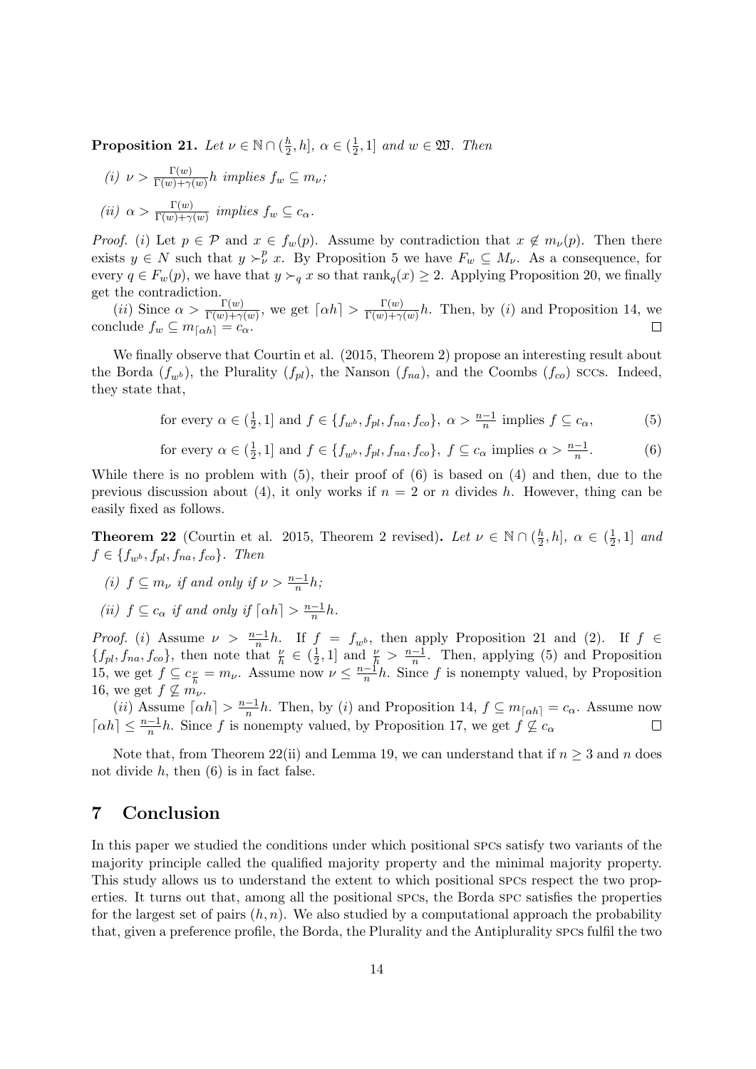**Proposition 21.** *Let $\nu \in \mathbb{N} \cap (\frac{h}{2}, h]$, $\alpha \in (\frac{1}{2}, 1]$ and $w \in \mathfrak{W}$. Then*

*(i)* $\nu > \frac{\Gamma(w)}{\Gamma(w)+\gamma(w)} h$ *implies* $f_w \subseteq m_\nu$*;*

*(ii)* $\alpha > \frac{\Gamma(w)}{\Gamma(w)+\gamma(w)}$ *implies* $f_w \subseteq c_\alpha$*.*

*Proof.* (*i*) Let $p \in \mathcal{P}$ and $x \in f_w(p)$. Assume by contradiction that $x \notin m_\nu(p)$. Then there exists $y \in N$ such that $y \succ_\nu^p x$. By Proposition 5 we have $F_w \subseteq M_\nu$. As a consequence, for every $q \in F_w(p)$, we have that $y \succ_q x$ so that $\mathrm{rank}_q(x) \geq 2$. Applying Proposition 20, we finally get the contradiction.

(*ii*) Since $\alpha > \frac{\Gamma(w)}{\Gamma(w)+\gamma(w)}$, we get $\lceil \alpha h \rceil > \frac{\Gamma(w)}{\Gamma(w)+\gamma(w)} h$. Then, by (*i*) and Proposition 14, we conclude $f_w \subseteq m_{\lceil \alpha h \rceil} = c_\alpha$. □

We finally observe that Courtin et al. (2015, Theorem 2) propose an interesting result about the Borda ($f_{w^b}$), the Plurality ($f_{pl}$), the Nanson ($f_{na}$), and the Coombs ($f_{co}$) SCCs. Indeed, they state that,

$$\text{for every } \alpha \in (\tfrac{1}{2}, 1] \text{ and } f \in \{f_{w^b}, f_{pl}, f_{na}, f_{co}\},\ \alpha > \tfrac{n-1}{n} \text{ implies } f \subseteq c_\alpha, \tag{5}$$

$$\text{for every } \alpha \in (\tfrac{1}{2}, 1] \text{ and } f \in \{f_{w^b}, f_{pl}, f_{na}, f_{co}\},\ f \subseteq c_\alpha \text{ implies } \alpha > \tfrac{n-1}{n}. \tag{6}$$

While there is no problem with (5), their proof of (6) is based on (4) and then, due to the previous discussion about (4), it only works if $n = 2$ or $n$ divides $h$. However, thing can be easily fixed as follows.

**Theorem 22** (Courtin et al. 2015, Theorem 2 revised)**.** *Let $\nu \in \mathbb{N} \cap (\frac{h}{2}, h]$, $\alpha \in (\frac{1}{2}, 1]$ and $f \in \{f_{w^b}, f_{pl}, f_{na}, f_{co}\}$. Then*

*(i)* $f \subseteq m_\nu$ *if and only if* $\nu > \frac{n-1}{n} h$*;*

*(ii)* $f \subseteq c_\alpha$ *if and only if* $\lceil \alpha h \rceil > \frac{n-1}{n} h$*.*

*Proof.* (*i*) Assume $\nu > \frac{n-1}{n} h$. If $f = f_{w^b}$, then apply Proposition 21 and (2). If $f \in \{f_{pl}, f_{na}, f_{co}\}$, then note that $\frac{\nu}{h} \in (\frac{1}{2}, 1]$ and $\frac{\nu}{h} > \frac{n-1}{n}$. Then, applying (5) and Proposition 15, we get $f \subseteq c_{\frac{\nu}{h}} = m_\nu$. Assume now $\nu \leq \frac{n-1}{n} h$. Since $f$ is nonempty valued, by Proposition 16, we get $f \not\subseteq m_\nu$.

(*ii*) Assume $\lceil \alpha h \rceil > \frac{n-1}{n} h$. Then, by (*i*) and Proposition 14, $f \subseteq m_{\lceil \alpha h \rceil} = c_\alpha$. Assume now $\lceil \alpha h \rceil \leq \frac{n-1}{n} h$. Since $f$ is nonempty valued, by Proposition 17, we get $f \not\subseteq c_\alpha$ □

Note that, from Theorem 22(ii) and Lemma 19, we can understand that if $n \geq 3$ and $n$ does not divide $h$, then (6) is in fact false.

## 7 Conclusion

In this paper we studied the conditions under which positional SPCs satisfy two variants of the majority principle called the qualified majority property and the minimal majority property. This study allows us to understand the extent to which positional SPCs respect the two properties. It turns out that, among all the positional SPCs, the Borda SPC satisfies the properties for the largest set of pairs $(h, n)$. We also studied by a computational approach the probability that, given a preference profile, the Borda, the Plurality and the Antiplurality SPCs fulfil the two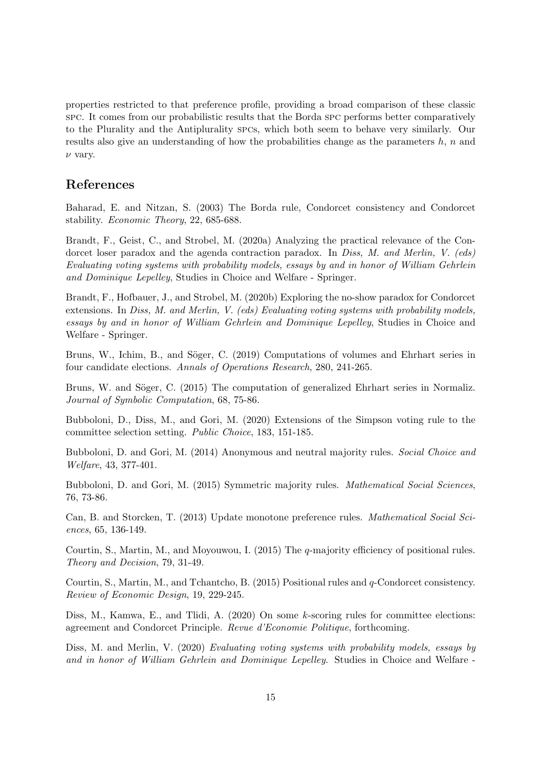properties restricted to that preference profile, providing a broad comparison of these classic SPC. It comes from our probabilistic results that the Borda SPC performs better comparatively to the Plurality and the Antiplurality SPCs, which both seem to behave very similarly. Our results also give an understanding of how the probabilities change as the parameters $h$, $n$ and $\nu$ vary.

## References

Baharad, E. and Nitzan, S. (2003) The Borda rule, Condorcet consistency and Condorcet stability. *Economic Theory*, 22, 685-688.

Brandt, F., Geist, C., and Strobel, M. (2020a) Analyzing the practical relevance of the Condorcet loser paradox and the agenda contraction paradox. In *Diss, M. and Merlin, V. (eds) Evaluating voting systems with probability models, essays by and in honor of William Gehrlein and Dominique Lepelley*, Studies in Choice and Welfare - Springer.

Brandt, F., Hofbauer, J., and Strobel, M. (2020b) Exploring the no-show paradox for Condorcet extensions. In *Diss, M. and Merlin, V. (eds) Evaluating voting systems with probability models, essays by and in honor of William Gehrlein and Dominique Lepelley*, Studies in Choice and Welfare - Springer.

Bruns, W., Ichim, B., and Söger, C. (2019) Computations of volumes and Ehrhart series in four candidate elections. *Annals of Operations Research*, 280, 241-265.

Bruns, W. and Söger, C. (2015) The computation of generalized Ehrhart series in Normaliz. *Journal of Symbolic Computation*, 68, 75-86.

Bubboloni, D., Diss, M., and Gori, M. (2020) Extensions of the Simpson voting rule to the committee selection setting. *Public Choice*, 183, 151-185.

Bubboloni, D. and Gori, M. (2014) Anonymous and neutral majority rules. *Social Choice and Welfare*, 43, 377-401.

Bubboloni, D. and Gori, M. (2015) Symmetric majority rules. *Mathematical Social Sciences*, 76, 73-86.

Can, B. and Storcken, T. (2013) Update monotone preference rules. *Mathematical Social Sciences*, 65, 136-149.

Courtin, S., Martin, M., and Moyouwou, I. (2015) The $q$-majority efficiency of positional rules. *Theory and Decision*, 79, 31-49.

Courtin, S., Martin, M., and Tchantcho, B. (2015) Positional rules and $q$-Condorcet consistency. *Review of Economic Design*, 19, 229-245.

Diss, M., Kamwa, E., and Tlidi, A. (2020) On some $k$-scoring rules for committee elections: agreement and Condorcet Principle. *Revue d'Economie Politique*, forthcoming.

Diss, M. and Merlin, V. (2020) *Evaluating voting systems with probability models, essays by and in honor of William Gehrlein and Dominique Lepelley*. Studies in Choice and Welfare -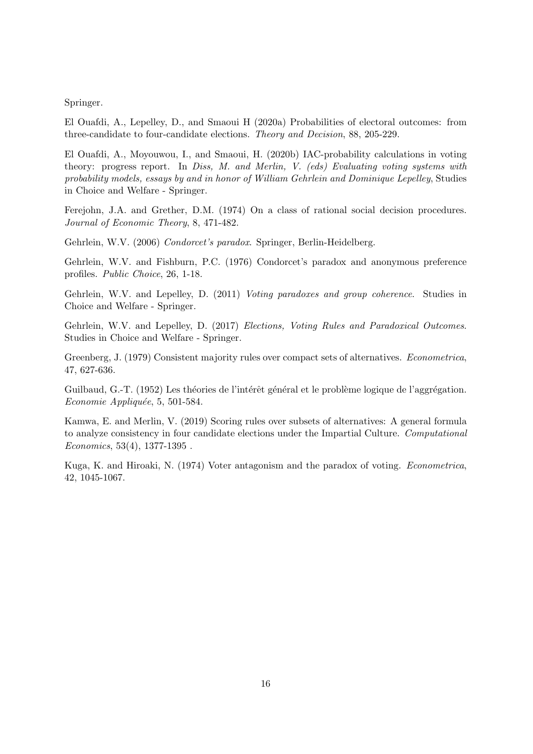Springer.

El Ouafdi, A., Lepelley, D., and Smaoui H (2020a) Probabilities of electoral outcomes: from three-candidate to four-candidate elections. *Theory and Decision*, 88, 205-229.

El Ouafdi, A., Moyouwou, I., and Smaoui, H. (2020b) IAC-probability calculations in voting theory: progress report. In *Diss, M. and Merlin, V. (eds) Evaluating voting systems with probability models, essays by and in honor of William Gehrlein and Dominique Lepelley*, Studies in Choice and Welfare - Springer.

Ferejohn, J.A. and Grether, D.M. (1974) On a class of rational social decision procedures. *Journal of Economic Theory*, 8, 471-482.

Gehrlein, W.V. (2006) *Condorcet's paradox*. Springer, Berlin-Heidelberg.

Gehrlein, W.V. and Fishburn, P.C. (1976) Condorcet's paradox and anonymous preference profiles. *Public Choice*, 26, 1-18.

Gehrlein, W.V. and Lepelley, D. (2011) *Voting paradoxes and group coherence*. Studies in Choice and Welfare - Springer.

Gehrlein, W.V. and Lepelley, D. (2017) *Elections, Voting Rules and Paradoxical Outcomes*. Studies in Choice and Welfare - Springer.

Greenberg, J. (1979) Consistent majority rules over compact sets of alternatives. *Econometrica*, 47, 627-636.

Guilbaud, G.-T. (1952) Les théories de l'intérêt général et le problème logique de l'aggrégation. *Economie Appliquée*, 5, 501-584.

Kamwa, E. and Merlin, V. (2019) Scoring rules over subsets of alternatives: A general formula to analyze consistency in four candidate elections under the Impartial Culture. *Computational Economics*, 53(4), 1377-1395 .

Kuga, K. and Hiroaki, N. (1974) Voter antagonism and the paradox of voting. *Econometrica*, 42, 1045-1067.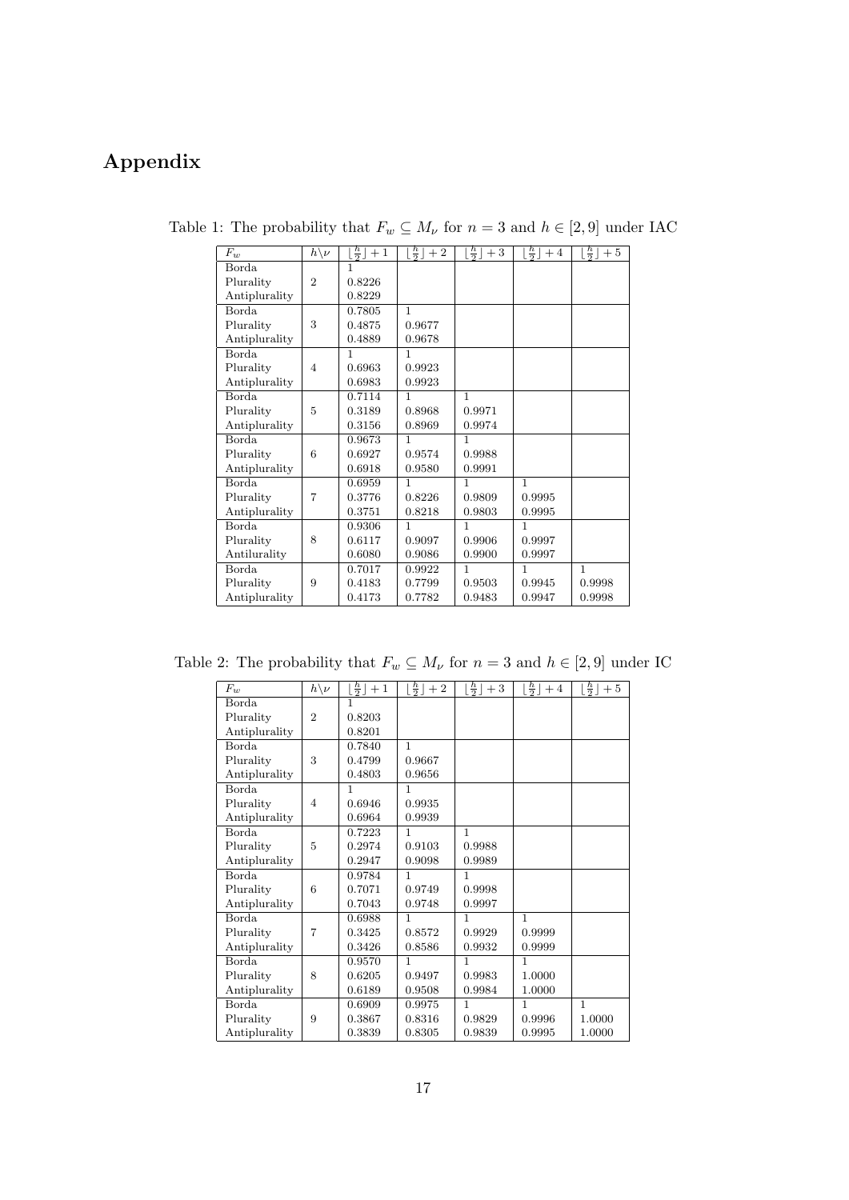# Appendix

Table 1: The probability that $F_w \subseteq M_\nu$ for $n = 3$ and $h \in [2, 9]$ under IAC

| $F_w$ | $h \backslash \nu$ | $\lfloor \frac{h}{2} \rfloor + 1$ | $\lfloor \frac{h}{2} \rfloor + 2$ | $\lfloor \frac{h}{2} \rfloor + 3$ | $\lfloor \frac{h}{2} \rfloor + 4$ | $\lfloor \frac{h}{2} \rfloor + 5$ |
|---|---|---|---|---|---|---|
| Borda | | 1 | | | | |
| Plurality | 2 | 0.8226 | | | | |
| Antiplurality | | 0.8229 | | | | |
| Borda | | 0.7805 | 1 | | | |
| Plurality | 3 | 0.4875 | 0.9677 | | | |
| Antiplurality | | 0.4889 | 0.9678 | | | |
| Borda | | 1 | 1 | | | |
| Plurality | 4 | 0.6963 | 0.9923 | | | |
| Antiplurality | | 0.6983 | 0.9923 | | | |
| Borda | | 0.7114 | 1 | 1 | | |
| Plurality | 5 | 0.3189 | 0.8968 | 0.9971 | | |
| Antiplurality | | 0.3156 | 0.8969 | 0.9974 | | |
| Borda | | 0.9673 | 1 | 1 | | |
| Plurality | 6 | 0.6927 | 0.9574 | 0.9988 | | |
| Antiplurality | | 0.6918 | 0.9580 | 0.9991 | | |
| Borda | | 0.6959 | 1 | 1 | 1 | |
| Plurality | 7 | 0.3776 | 0.8226 | 0.9809 | 0.9995 | |
| Antiplurality | | 0.3751 | 0.8218 | 0.9803 | 0.9995 | |
| Borda | | 0.9306 | 1 | 1 | 1 | |
| Plurality | 8 | 0.6117 | 0.9097 | 0.9906 | 0.9997 | |
| Antilurality | | 0.6080 | 0.9086 | 0.9900 | 0.9997 | |
| Borda | | 0.7017 | 0.9922 | 1 | 1 | 1 |
| Plurality | 9 | 0.4183 | 0.7799 | 0.9503 | 0.9945 | 0.9998 |
| Antiplurality | | 0.4173 | 0.7782 | 0.9483 | 0.9947 | 0.9998 |

Table 2: The probability that $F_w \subseteq M_\nu$ for $n = 3$ and $h \in [2, 9]$ under IC

| $F_w$ | $h \backslash \nu$ | $\lfloor \frac{h}{2} \rfloor + 1$ | $\lfloor \frac{h}{2} \rfloor + 2$ | $\lfloor \frac{h}{2} \rfloor + 3$ | $\lfloor \frac{h}{2} \rfloor + 4$ | $\lfloor \frac{h}{2} \rfloor + 5$ |
|---|---|---|---|---|---|---|
| Borda | | 1 | | | | |
| Plurality | 2 | 0.8203 | | | | |
| Antiplurality | | 0.8201 | | | | |
| Borda | | 0.7840 | 1 | | | |
| Plurality | 3 | 0.4799 | 0.9667 | | | |
| Antiplurality | | 0.4803 | 0.9656 | | | |
| Borda | | 1 | 1 | | | |
| Plurality | 4 | 0.6946 | 0.9935 | | | |
| Antiplurality | | 0.6964 | 0.9939 | | | |
| Borda | | 0.7223 | 1 | 1 | | |
| Plurality | 5 | 0.2974 | 0.9103 | 0.9988 | | |
| Antiplurality | | 0.2947 | 0.9098 | 0.9989 | | |
| Borda | | 0.9784 | 1 | 1 | | |
| Plurality | 6 | 0.7071 | 0.9749 | 0.9998 | | |
| Antiplurality | | 0.7043 | 0.9748 | 0.9997 | | |
| Borda | | 0.6988 | 1 | 1 | 1 | |
| Plurality | 7 | 0.3425 | 0.8572 | 0.9929 | 0.9999 | |
| Antiplurality | | 0.3426 | 0.8586 | 0.9932 | 0.9999 | |
| Borda | | 0.9570 | 1 | 1 | 1 | |
| Plurality | 8 | 0.6205 | 0.9497 | 0.9983 | 1.0000 | |
| Antiplurality | | 0.6189 | 0.9508 | 0.9984 | 1.0000 | |
| Borda | | 0.6909 | 0.9975 | 1 | 1 | 1 |
| Plurality | 9 | 0.3867 | 0.8316 | 0.9829 | 0.9996 | 1.0000 |
| Antiplurality | | 0.3839 | 0.8305 | 0.9839 | 0.9995 | 1.0000 |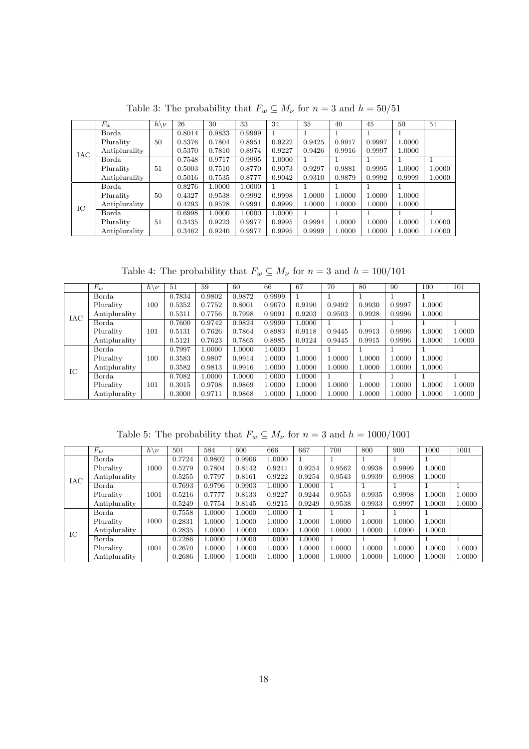Table 3: The probability that $F_w \subseteq M_\nu$ for $n = 3$ and $h = 50/51$

| | $F_w$ | $h \backslash \nu$ | 26 | 30 | 33 | 34 | 35 | 40 | 45 | 50 | 51 |
|---|---|---|---|---|---|---|---|---|---|---|---|
| IAC | Borda | | 0.8014 | 0.9833 | 0.9999 | 1 | 1 | 1 | 1 | 1 | |
| | Plurality | 50 | 0.5376 | 0.7804 | 0.8951 | 0.9222 | 0.9425 | 0.9917 | 0.9997 | 1.0000 | |
| | Antiplurality | | 0.5370 | 0.7810 | 0.8974 | 0.9227 | 0.9426 | 0.9916 | 0.9997 | 1.0000 | |
| | Borda | | 0.7548 | 0.9717 | 0.9995 | 1.0000 | 1 | 1 | 1 | 1 | 1 |
| | Plurality | 51 | 0.5003 | 0.7510 | 0.8770 | 0.9073 | 0.9297 | 0.9881 | 0.9995 | 1.0000 | 1.0000 |
| | Antiplurality | | 0.5016 | 0.7535 | 0.8777 | 0.9042 | 0.9310 | 0.9879 | 0.9992 | 0.9999 | 1.0000 |
| IC | Borda | | 0.8276 | 1.0000 | 1.0000 | 1 | 1 | 1 | 1 | 1 | |
| | Plurality | 50 | 0.4327 | 0.9538 | 0.9992 | 0.9998 | 1.0000 | 1.0000 | 1.0000 | 1.0000 | |
| | Antiplurality | | 0.4293 | 0.9528 | 0.9991 | 0.9999 | 1.0000 | 1.0000 | 1.0000 | 1.0000 | |
| | Borda | | 0.6998 | 1.0000 | 1.0000 | 1.0000 | 1 | 1 | 1 | 1 | 1 |
| | Plurality | 51 | 0.3435 | 0.9223 | 0.9977 | 0.9995 | 0.9994 | 1.0000 | 1.0000 | 1.0000 | 1.0000 |
| | Antiplurality | | 0.3462 | 0.9240 | 0.9977 | 0.9995 | 0.9999 | 1.0000 | 1.0000 | 1.0000 | 1.0000 |

Table 4: The probability that $F_w \subseteq M_\nu$ for $n = 3$ and $h = 100/101$

| | $F_w$ | $h \backslash \nu$ | 51 | 59 | 60 | 66 | 67 | 70 | 80 | 90 | 100 | 101 |
|---|---|---|---|---|---|---|---|---|---|---|---|---|
| IAC | Borda | | 0.7834 | 0.9802 | 0.9872 | 0.9999 | 1 | 1 | 1 | 1 | 1 | |
| | Plurality | 100 | 0.5352 | 0.7752 | 0.8001 | 0.9070 | 0.9190 | 0.9492 | 0.9930 | 0.9997 | 1.0000 | |
| | Antiplurality | | 0.5311 | 0.7756 | 0.7998 | 0.9091 | 0.9203 | 0.9503 | 0.9928 | 0.9996 | 1.0000 | |
| | Borda | | 0.7600 | 0.9742 | 0.9824 | 0.9999 | 1.0000 | 1 | 1 | 1 | 1 | 1 |
| | Plurality | 101 | 0.5131 | 0.7626 | 0.7864 | 0.8983 | 0.9118 | 0.9445 | 0.9913 | 0.9996 | 1.0000 | 1.0000 |
| | Antiplurality | | 0.5121 | 0.7623 | 0.7865 | 0.8985 | 0.9124 | 0.9445 | 0.9915 | 0.9996 | 1.0000 | 1.0000 |
| IC | Borda | | 0.7997 | 1.0000 | 1.0000 | 1.0000 | 1 | 1 | 1 | 1 | 1 | |
| | Plurality | 100 | 0.3583 | 0.9807 | 0.9914 | 1.0000 | 1.0000 | 1.0000 | 1.0000 | 1.0000 | 1.0000 | |
| | Antiplurality | | 0.3582 | 0.9813 | 0.9916 | 1.0000 | 1.0000 | 1.0000 | 1.0000 | 1.0000 | 1.0000 | |
| | Borda | | 0.7082 | 1.0000 | 1.0000 | 1.0000 | 1.0000 | 1 | 1 | 1 | 1 | 1 |
| | Plurality | 101 | 0.3015 | 0.9708 | 0.9869 | 1.0000 | 1.0000 | 1.0000 | 1.0000 | 1.0000 | 1.0000 | 1.0000 |
| | Antiplurality | | 0.3000 | 0.9711 | 0.9868 | 1.0000 | 1.0000 | 1.0000 | 1.0000 | 1.0000 | 1.0000 | 1.0000 |

Table 5: The probability that $F_w \subseteq M_\nu$ for $n = 3$ and $h = 1000/1001$

| | $F_w$ | $h \backslash \nu$ | 501 | 584 | 600 | 666 | 667 | 700 | 800 | 900 | 1000 | 1001 |
|---|---|---|---|---|---|---|---|---|---|---|---|---|
| IAC | Borda | | 0.7724 | 0.9802 | 0.9906 | 1.0000 | 1 | 1 | 1 | 1 | 1 | |
| | Plurality | 1000 | 0.5279 | 0.7804 | 0.8142 | 0.9241 | 0.9254 | 0.9562 | 0.9938 | 0.9999 | 1.0000 | |
| | Antiplurality | | 0.5255 | 0.7797 | 0.8161 | 0.9222 | 0.9254 | 0.9543 | 0.9939 | 0.9998 | 1.0000 | |
| | Borda | | 0.7693 | 0.9796 | 0.9903 | 1.0000 | 1.0000 | 1 | 1 | 1 | 1 | 1 |
| | Plurality | 1001 | 0.5216 | 0.7777 | 0.8133 | 0.9227 | 0.9244 | 0.9553 | 0.9935 | 0.9998 | 1.0000 | 1.0000 |
| | Antiplurality | | 0.5249 | 0.7754 | 0.8145 | 0.9215 | 0.9249 | 0.9538 | 0.9933 | 0.9997 | 1.0000 | 1.0000 |
| IC | Borda | | 0.7558 | 1.0000 | 1.0000 | 1.0000 | 1 | 1 | 1 | 1 | 1 | |
| | Plurality | 1000 | 0.2831 | 1.0000 | 1.0000 | 1.0000 | 1.0000 | 1.0000 | 1.0000 | 1.0000 | 1.0000 | |
| | Antiplurality | | 0.2835 | 1.0000 | 1.0000 | 1.0000 | 1.0000 | 1.0000 | 1.0000 | 1.0000 | 1.0000 | |
| | Borda | | 0.7286 | 1.0000 | 1.0000 | 1.0000 | 1.0000 | 1 | 1 | 1 | 1 | 1 |
| | Plurality | 1001 | 0.2670 | 1.0000 | 1.0000 | 1.0000 | 1.0000 | 1.0000 | 1.0000 | 1.0000 | 1.0000 | 1.0000 |
| | Antiplurality | | 0.2686 | 1.0000 | 1.0000 | 1.0000 | 1.0000 | 1.0000 | 1.0000 | 1.0000 | 1.0000 | 1.0000 |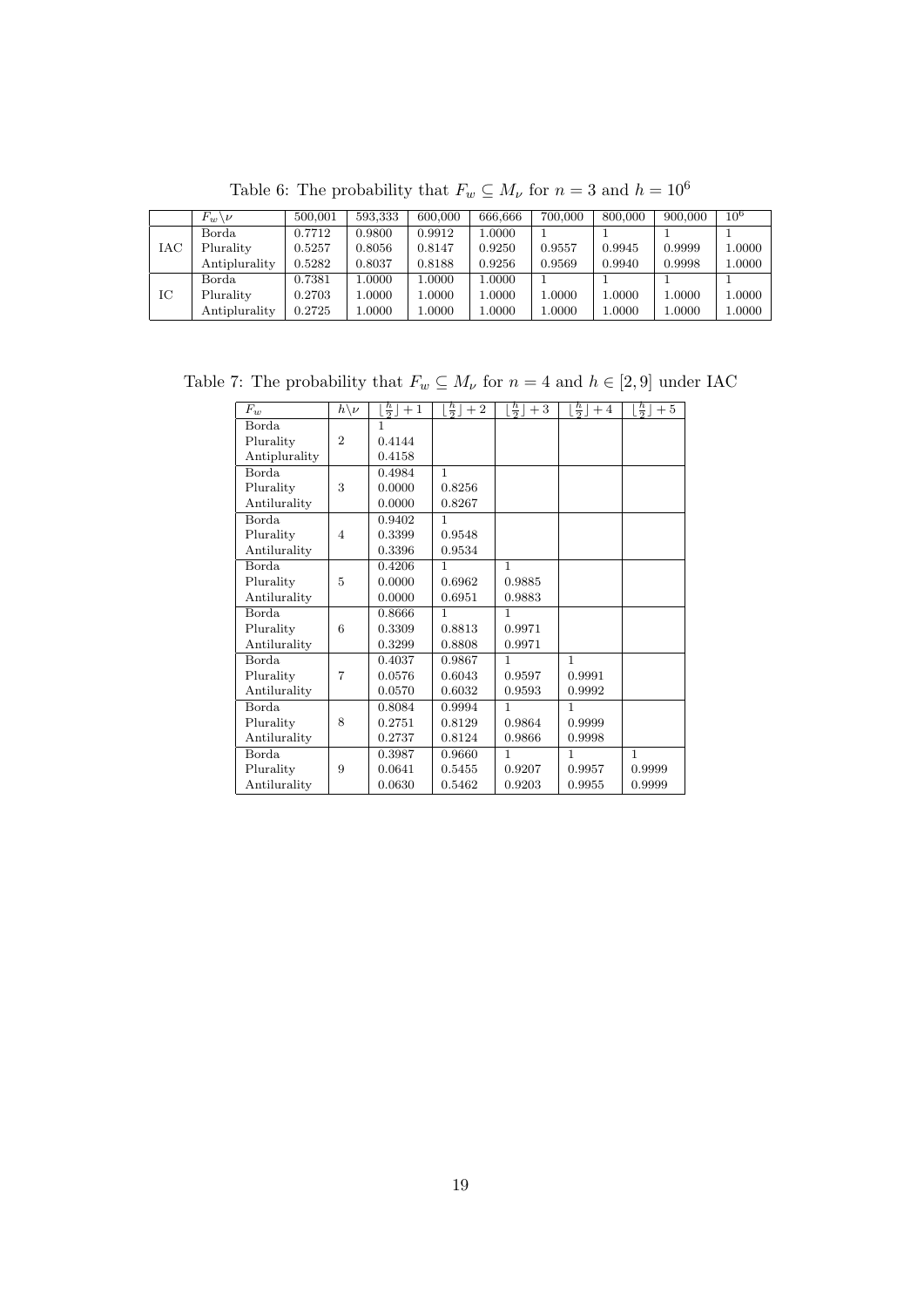Table 6: The probability that $F_w \subseteq M_\nu$ for $n = 3$ and $h = 10^6$

| | $F_w \backslash \nu$ | 500,001 | 593,333 | 600,000 | 666,666 | 700,000 | 800,000 | 900,000 | $10^6$ |
|---|---|---|---|---|---|---|---|---|---|
| | Borda | 0.7712 | 0.9800 | 0.9912 | 1.0000 | 1 | 1 | 1 | 1 |
| IAC | Plurality | 0.5257 | 0.8056 | 0.8147 | 0.9250 | 0.9557 | 0.9945 | 0.9999 | 1.0000 |
| | Antiplurality | 0.5282 | 0.8037 | 0.8188 | 0.9256 | 0.9569 | 0.9940 | 0.9998 | 1.0000 |
| | Borda | 0.7381 | 1.0000 | 1.0000 | 1.0000 | 1 | 1 | 1 | 1 |
| IC | Plurality | 0.2703 | 1.0000 | 1.0000 | 1.0000 | 1.0000 | 1.0000 | 1.0000 | 1.0000 |
| | Antiplurality | 0.2725 | 1.0000 | 1.0000 | 1.0000 | 1.0000 | 1.0000 | 1.0000 | 1.0000 |

Table 7: The probability that $F_w \subseteq M_\nu$ for $n = 4$ and $h \in [2, 9]$ under IAC

| $F_w$ | $h \backslash \nu$ | $\lfloor \frac{h}{2} \rfloor + 1$ | $\lfloor \frac{h}{2} \rfloor + 2$ | $\lfloor \frac{h}{2} \rfloor + 3$ | $\lfloor \frac{h}{2} \rfloor + 4$ | $\lfloor \frac{h}{2} \rfloor + 5$ |
|---|---|---|---|---|---|---|
| Borda | | 1 | | | | |
| Plurality | 2 | 0.4144 | | | | |
| Antiplurality | | 0.4158 | | | | |
| Borda | | 0.4984 | 1 | | | |
| Plurality | 3 | 0.0000 | 0.8256 | | | |
| Antilurality | | 0.0000 | 0.8267 | | | |
| Borda | | 0.9402 | 1 | | | |
| Plurality | 4 | 0.3399 | 0.9548 | | | |
| Antilurality | | 0.3396 | 0.9534 | | | |
| Borda | | 0.4206 | 1 | 1 | | |
| Plurality | 5 | 0.0000 | 0.6962 | 0.9885 | | |
| Antilurality | | 0.0000 | 0.6951 | 0.9883 | | |
| Borda | | 0.8666 | 1 | 1 | | |
| Plurality | 6 | 0.3309 | 0.8813 | 0.9971 | | |
| Antilurality | | 0.3299 | 0.8808 | 0.9971 | | |
| Borda | | 0.4037 | 0.9867 | 1 | 1 | |
| Plurality | 7 | 0.0576 | 0.6043 | 0.9597 | 0.9991 | |
| Antilurality | | 0.0570 | 0.6032 | 0.9593 | 0.9992 | |
| Borda | | 0.8084 | 0.9994 | 1 | 1 | |
| Plurality | 8 | 0.2751 | 0.8129 | 0.9864 | 0.9999 | |
| Antilurality | | 0.2737 | 0.8124 | 0.9866 | 0.9998 | |
| Borda | | 0.3987 | 0.9660 | 1 | 1 | 1 |
| Plurality | 9 | 0.0641 | 0.5455 | 0.9207 | 0.9957 | 0.9999 |
| Antilurality | | 0.0630 | 0.5462 | 0.9203 | 0.9955 | 0.9999 |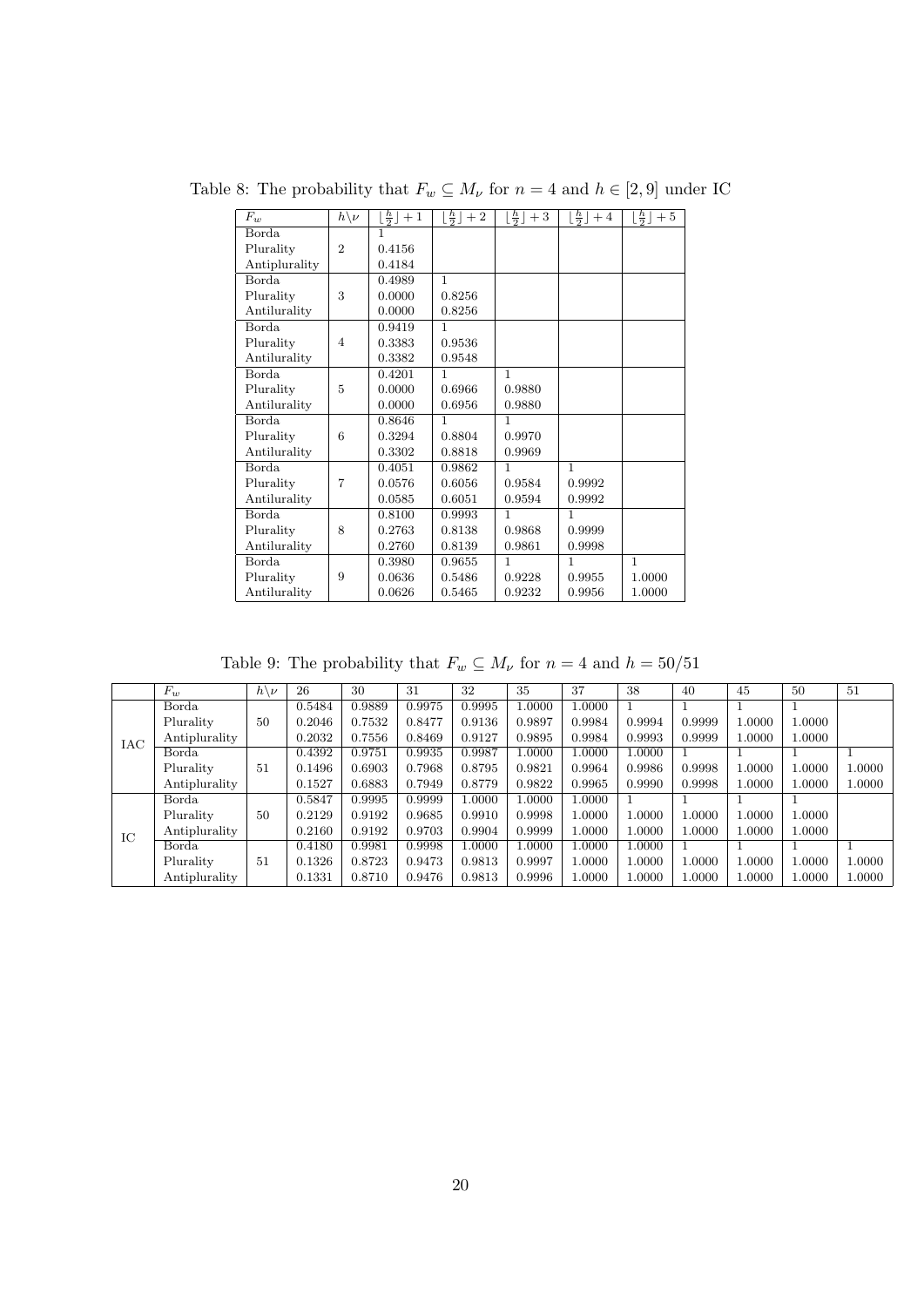Table 8: The probability that $F_w \subseteq M_\nu$ for $n = 4$ and $h \in [2, 9]$ under IC

| $F_w$ | $h \backslash \nu$ | $\lfloor \frac{h}{2} \rfloor + 1$ | $\lfloor \frac{h}{2} \rfloor + 2$ | $\lfloor \frac{h}{2} \rfloor + 3$ | $\lfloor \frac{h}{2} \rfloor + 4$ | $\lfloor \frac{h}{2} \rfloor + 5$ |
|---|---|---|---|---|---|---|
| Borda | | 1 | | | | |
| Plurality | 2 | 0.4156 | | | | |
| Antiplurality | | 0.4184 | | | | |
| Borda | | 0.4989 | 1 | | | |
| Plurality | 3 | 0.0000 | 0.8256 | | | |
| Antilurality | | 0.0000 | 0.8256 | | | |
| Borda | | 0.9419 | 1 | | | |
| Plurality | 4 | 0.3383 | 0.9536 | | | |
| Antilurality | | 0.3382 | 0.9548 | | | |
| Borda | | 0.4201 | 1 | 1 | | |
| Plurality | 5 | 0.0000 | 0.6966 | 0.9880 | | |
| Antilurality | | 0.0000 | 0.6956 | 0.9880 | | |
| Borda | | 0.8646 | 1 | 1 | | |
| Plurality | 6 | 0.3294 | 0.8804 | 0.9970 | | |
| Antilurality | | 0.3302 | 0.8818 | 0.9969 | | |
| Borda | | 0.4051 | 0.9862 | 1 | 1 | |
| Plurality | 7 | 0.0576 | 0.6056 | 0.9584 | 0.9992 | |
| Antilurality | | 0.0585 | 0.6051 | 0.9594 | 0.9992 | |
| Borda | | 0.8100 | 0.9993 | 1 | 1 | |
| Plurality | 8 | 0.2763 | 0.8138 | 0.9868 | 0.9999 | |
| Antilurality | | 0.2760 | 0.8139 | 0.9861 | 0.9998 | |
| Borda | | 0.3980 | 0.9655 | 1 | 1 | 1 |
| Plurality | 9 | 0.0636 | 0.5486 | 0.9228 | 0.9955 | 1.0000 |
| Antilurality | | 0.0626 | 0.5465 | 0.9232 | 0.9956 | 1.0000 |

Table 9: The probability that $F_w \subseteq M_\nu$ for $n = 4$ and $h = 50/51$

| | $F_w$ | $h \backslash \nu$ | 26 | 30 | 31 | 32 | 35 | 37 | 38 | 40 | 45 | 50 | 51 |
|---|---|---|---|---|---|---|---|---|---|---|---|---|---|
| IAC | Borda | | 0.5484 | 0.9889 | 0.9975 | 0.9995 | 1.0000 | 1.0000 | 1 | 1 | 1 | 1 | |
| | Plurality | 50 | 0.2046 | 0.7532 | 0.8477 | 0.9136 | 0.9897 | 0.9984 | 0.9994 | 0.9999 | 1.0000 | 1.0000 | |
| | Antiplurality | | 0.2032 | 0.7556 | 0.8469 | 0.9127 | 0.9895 | 0.9984 | 0.9993 | 0.9999 | 1.0000 | 1.0000 | |
| | Borda | | 0.4392 | 0.9751 | 0.9935 | 0.9987 | 1.0000 | 1.0000 | 1.0000 | 1 | 1 | 1 | 1 |
| | Plurality | 51 | 0.1496 | 0.6903 | 0.7968 | 0.8795 | 0.9821 | 0.9964 | 0.9986 | 0.9998 | 1.0000 | 1.0000 | 1.0000 |
| | Antiplurality | | 0.1527 | 0.6883 | 0.7949 | 0.8779 | 0.9822 | 0.9965 | 0.9990 | 0.9998 | 1.0000 | 1.0000 | 1.0000 |
| IC | Borda | | 0.5847 | 0.9995 | 0.9999 | 1.0000 | 1.0000 | 1.0000 | 1 | 1 | 1 | 1 | |
| | Plurality | 50 | 0.2129 | 0.9192 | 0.9685 | 0.9910 | 0.9998 | 1.0000 | 1.0000 | 1.0000 | 1.0000 | 1.0000 | |
| | Antiplurality | | 0.2160 | 0.9192 | 0.9703 | 0.9904 | 0.9999 | 1.0000 | 1.0000 | 1.0000 | 1.0000 | 1.0000 | |
| | Borda | | 0.4180 | 0.9981 | 0.9998 | 1.0000 | 1.0000 | 1.0000 | 1.0000 | 1 | 1 | 1 | 1 |
| | Plurality | 51 | 0.1326 | 0.8723 | 0.9473 | 0.9813 | 0.9997 | 1.0000 | 1.0000 | 1.0000 | 1.0000 | 1.0000 | 1.0000 |
| | Antiplurality | | 0.1331 | 0.8710 | 0.9476 | 0.9813 | 0.9996 | 1.0000 | 1.0000 | 1.0000 | 1.0000 | 1.0000 | 1.0000 |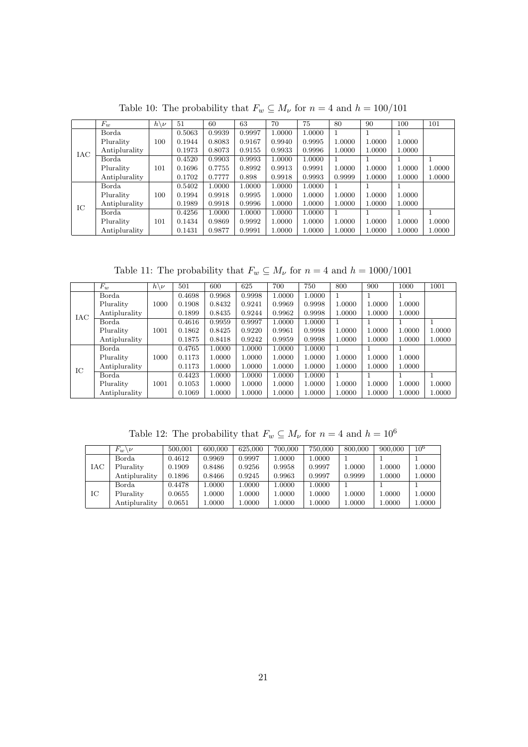Table 10: The probability that $F_w \subseteq M_\nu$ for $n = 4$ and $h = 100/101$

| | $F_w$ | $h\backslash\nu$ | 51 | 60 | 63 | 70 | 75 | 80 | 90 | 100 | 101 |
|---|---|---|---|---|---|---|---|---|---|---|---|
| IAC | Borda | 100 | 0.5063 | 0.9939 | 0.9997 | 1.0000 | 1.0000 | 1 | 1 | 1 | |
| | Plurality | | 0.1944 | 0.8083 | 0.9167 | 0.9940 | 0.9995 | 1.0000 | 1.0000 | 1.0000 | |
| | Antiplurality | | 0.1973 | 0.8073 | 0.9155 | 0.9933 | 0.9996 | 1.0000 | 1.0000 | 1.0000 | |
| | Borda | 101 | 0.4520 | 0.9903 | 0.9993 | 1.0000 | 1.0000 | 1 | 1 | 1 | 1 |
| | Plurality | | 0.1696 | 0.7755 | 0.8992 | 0.9913 | 0.9991 | 1.0000 | 1.0000 | 1.0000 | 1.0000 |
| | Antiplurality | | 0.1702 | 0.7777 | 0.898 | 0.9918 | 0.9993 | 0.9999 | 1.0000 | 1.0000 | 1.0000 |
| IC | Borda | 100 | 0.5402 | 1.0000 | 1.0000 | 1.0000 | 1.0000 | 1 | 1 | 1 | |
| | Plurality | | 0.1994 | 0.9918 | 0.9995 | 1.0000 | 1.0000 | 1.0000 | 1.0000 | 1.0000 | |
| | Antiplurality | | 0.1989 | 0.9918 | 0.9996 | 1.0000 | 1.0000 | 1.0000 | 1.0000 | 1.0000 | |
| | Borda | 101 | 0.4256 | 1.0000 | 1.0000 | 1.0000 | 1.0000 | 1 | 1 | 1 | 1 |
| | Plurality | | 0.1434 | 0.9869 | 0.9992 | 1.0000 | 1.0000 | 1.0000 | 1.0000 | 1.0000 | 1.0000 |
| | Antiplurality | | 0.1431 | 0.9877 | 0.9991 | 1.0000 | 1.0000 | 1.0000 | 1.0000 | 1.0000 | 1.0000 |

Table 11: The probability that $F_w \subseteq M_\nu$ for $n = 4$ and $h = 1000/1001$

| | $F_w$ | $h\backslash\nu$ | 501 | 600 | 625 | 700 | 750 | 800 | 900 | 1000 | 1001 |
|---|---|---|---|---|---|---|---|---|---|---|---|
| IAC | Borda | 1000 | 0.4698 | 0.9968 | 0.9998 | 1.0000 | 1.0000 | 1 | 1 | 1 | |
| | Plurality | | 0.1908 | 0.8432 | 0.9241 | 0.9969 | 0.9998 | 1.0000 | 1.0000 | 1.0000 | |
| | Antiplurality | | 0.1899 | 0.8435 | 0.9244 | 0.9962 | 0.9998 | 1.0000 | 1.0000 | 1.0000 | |
| | Borda | 1001 | 0.4616 | 0.9959 | 0.9997 | 1.0000 | 1.0000 | 1 | 1 | 1 | 1 |
| | Plurality | | 0.1862 | 0.8425 | 0.9220 | 0.9961 | 0.9998 | 1.0000 | 1.0000 | 1.0000 | 1.0000 |
| | Antiplurality | | 0.1875 | 0.8418 | 0.9242 | 0.9959 | 0.9998 | 1.0000 | 1.0000 | 1.0000 | 1.0000 |
| IC | Borda | 1000 | 0.4765 | 1.0000 | 1.0000 | 1.0000 | 1.0000 | 1 | 1 | 1 | |
| | Plurality | | 0.1173 | 1.0000 | 1.0000 | 1.0000 | 1.0000 | 1.0000 | 1.0000 | 1.0000 | |
| | Antiplurality | | 0.1173 | 1.0000 | 1.0000 | 1.0000 | 1.0000 | 1.0000 | 1.0000 | 1.0000 | |
| | Borda | 1001 | 0.4423 | 1.0000 | 1.0000 | 1.0000 | 1.0000 | 1 | 1 | 1 | 1 |
| | Plurality | | 0.1053 | 1.0000 | 1.0000 | 1.0000 | 1.0000 | 1.0000 | 1.0000 | 1.0000 | 1.0000 |
| | Antiplurality | | 0.1069 | 1.0000 | 1.0000 | 1.0000 | 1.0000 | 1.0000 | 1.0000 | 1.0000 | 1.0000 |

Table 12: The probability that $F_w \subseteq M_\nu$ for $n = 4$ and $h = 10^6$

| | $F_w\backslash\nu$ | 500,001 | 600,000 | 625,000 | 700,000 | 750,000 | 800,000 | 900,000 | $10^6$ |
|---|---|---|---|---|---|---|---|---|---|
| IAC | Borda | 0.4612 | 0.9969 | 0.9997 | 1.0000 | 1.0000 | 1 | 1 | 1 |
| | Plurality | 0.1909 | 0.8486 | 0.9256 | 0.9958 | 0.9997 | 1.0000 | 1.0000 | 1.0000 |
| | Antiplurality | 0.1896 | 0.8466 | 0.9245 | 0.9963 | 0.9997 | 0.9999 | 1.0000 | 1.0000 |
| IC | Borda | 0.4478 | 1.0000 | 1.0000 | 1.0000 | 1.0000 | 1 | 1 | 1 |
| | Plurality | 0.0655 | 1.0000 | 1.0000 | 1.0000 | 1.0000 | 1.0000 | 1.0000 | 1.0000 |
| | Antiplurality | 0.0651 | 1.0000 | 1.0000 | 1.0000 | 1.0000 | 1.0000 | 1.0000 | 1.0000 |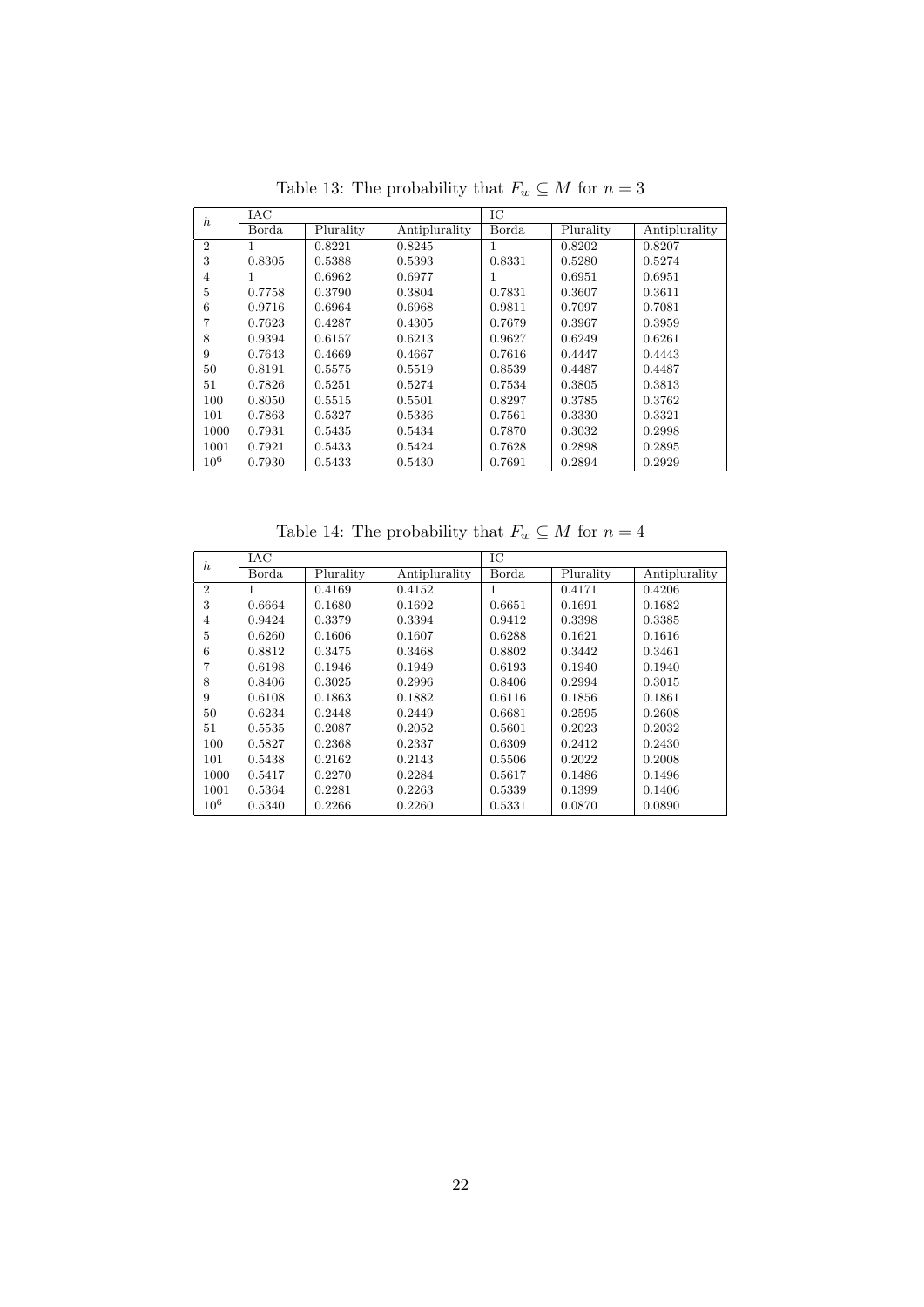Table 13: The probability that $F_w \subseteq M$ for $n = 3$

| $h$ | IAC | | | IC | | |
|---|---|---|---|---|---|---|
| | Borda | Plurality | Antiplurality | Borda | Plurality | Antiplurality |
| 2 | 1 | 0.8221 | 0.8245 | 1 | 0.8202 | 0.8207 |
| 3 | 0.8305 | 0.5388 | 0.5393 | 0.8331 | 0.5280 | 0.5274 |
| 4 | 1 | 0.6962 | 0.6977 | 1 | 0.6951 | 0.6951 |
| 5 | 0.7758 | 0.3790 | 0.3804 | 0.7831 | 0.3607 | 0.3611 |
| 6 | 0.9716 | 0.6964 | 0.6968 | 0.9811 | 0.7097 | 0.7081 |
| 7 | 0.7623 | 0.4287 | 0.4305 | 0.7679 | 0.3967 | 0.3959 |
| 8 | 0.9394 | 0.6157 | 0.6213 | 0.9627 | 0.6249 | 0.6261 |
| 9 | 0.7643 | 0.4669 | 0.4667 | 0.7616 | 0.4447 | 0.4443 |
| 50 | 0.8191 | 0.5575 | 0.5519 | 0.8539 | 0.4487 | 0.4487 |
| 51 | 0.7826 | 0.5251 | 0.5274 | 0.7534 | 0.3805 | 0.3813 |
| 100 | 0.8050 | 0.5515 | 0.5501 | 0.8297 | 0.3785 | 0.3762 |
| 101 | 0.7863 | 0.5327 | 0.5336 | 0.7561 | 0.3330 | 0.3321 |
| 1000 | 0.7931 | 0.5435 | 0.5434 | 0.7870 | 0.3032 | 0.2998 |
| 1001 | 0.7921 | 0.5433 | 0.5424 | 0.7628 | 0.2898 | 0.2895 |
| $10^6$ | 0.7930 | 0.5433 | 0.5430 | 0.7691 | 0.2894 | 0.2929 |

Table 14: The probability that $F_w \subseteq M$ for $n = 4$

| $h$ | IAC | | | IC | | |
|---|---|---|---|---|---|---|
| | Borda | Plurality | Antiplurality | Borda | Plurality | Antiplurality |
| 2 | 1 | 0.4169 | 0.4152 | 1 | 0.4171 | 0.4206 |
| 3 | 0.6664 | 0.1680 | 0.1692 | 0.6651 | 0.1691 | 0.1682 |
| 4 | 0.9424 | 0.3379 | 0.3394 | 0.9412 | 0.3398 | 0.3385 |
| 5 | 0.6260 | 0.1606 | 0.1607 | 0.6288 | 0.1621 | 0.1616 |
| 6 | 0.8812 | 0.3475 | 0.3468 | 0.8802 | 0.3442 | 0.3461 |
| 7 | 0.6198 | 0.1946 | 0.1949 | 0.6193 | 0.1940 | 0.1940 |
| 8 | 0.8406 | 0.3025 | 0.2996 | 0.8406 | 0.2994 | 0.3015 |
| 9 | 0.6108 | 0.1863 | 0.1882 | 0.6116 | 0.1856 | 0.1861 |
| 50 | 0.6234 | 0.2448 | 0.2449 | 0.6681 | 0.2595 | 0.2608 |
| 51 | 0.5535 | 0.2087 | 0.2052 | 0.5601 | 0.2023 | 0.2032 |
| 100 | 0.5827 | 0.2368 | 0.2337 | 0.6309 | 0.2412 | 0.2430 |
| 101 | 0.5438 | 0.2162 | 0.2143 | 0.5506 | 0.2022 | 0.2008 |
| 1000 | 0.5417 | 0.2270 | 0.2284 | 0.5617 | 0.1486 | 0.1496 |
| 1001 | 0.5364 | 0.2281 | 0.2263 | 0.5339 | 0.1399 | 0.1406 |
| $10^6$ | 0.5340 | 0.2266 | 0.2260 | 0.5331 | 0.0870 | 0.0890 |